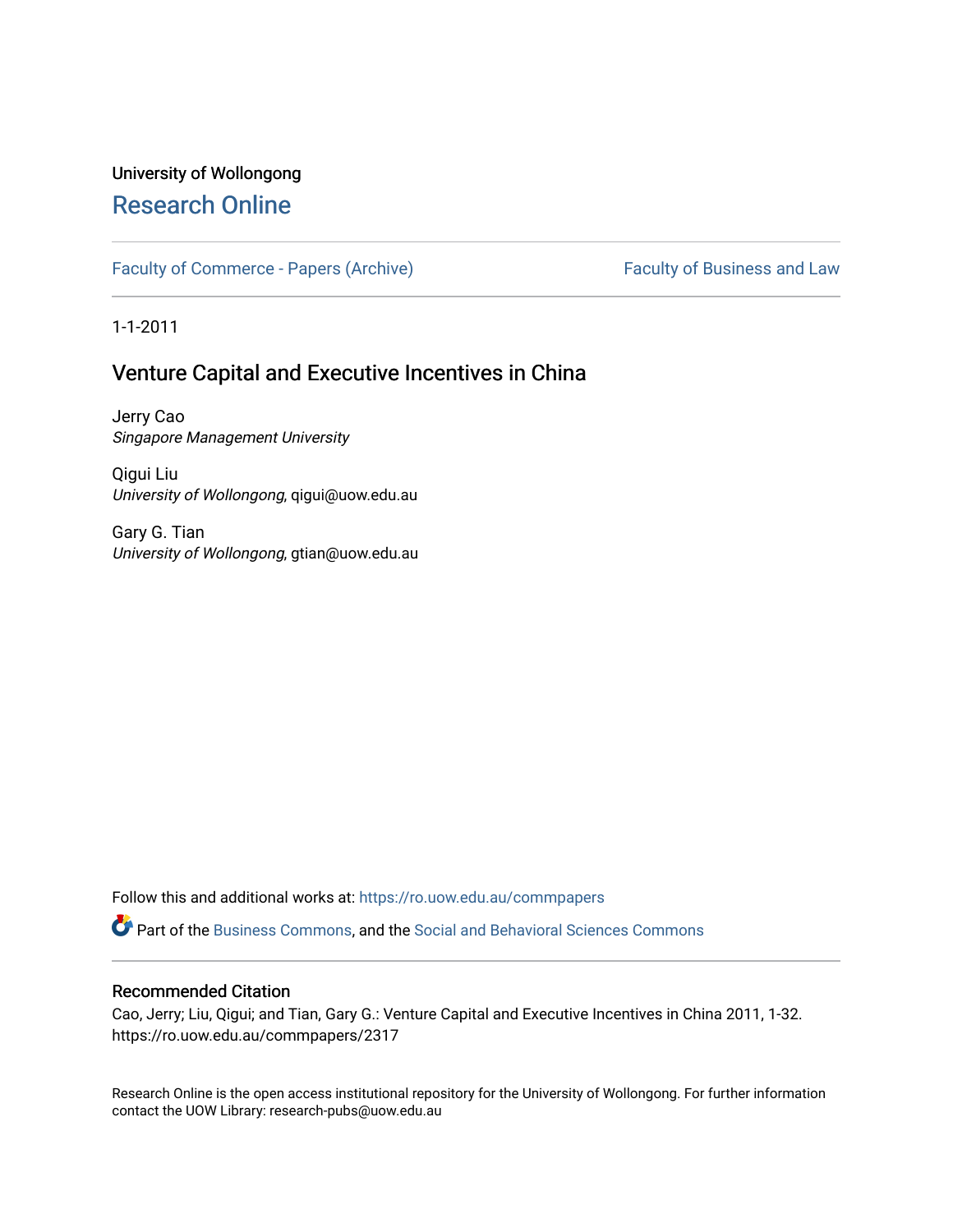University of Wollongong

# Research Online

Faculty of Commerce - Papers (Archive) | Faculty of Business and Law

1-1-2011

## Venture Capital and Executive Incentives in China

Jerry Cao
*Singapore Management University*

Qigui Liu
*University of Wollongong*, qigui@uow.edu.au

Gary G. Tian
*University of Wollongong*, gtian@uow.edu.au

Follow this and additional works at: https://ro.uow.edu.au/commpapers

Part of the Business Commons, and the Social and Behavioral Sciences Commons

### Recommended Citation

Cao, Jerry; Liu, Qigui; and Tian, Gary G.: Venture Capital and Executive Incentives in China 2011, 1-32.
https://ro.uow.edu.au/commpapers/2317

Research Online is the open access institutional repository for the University of Wollongong. For further information contact the UOW Library: research-pubs@uow.edu.au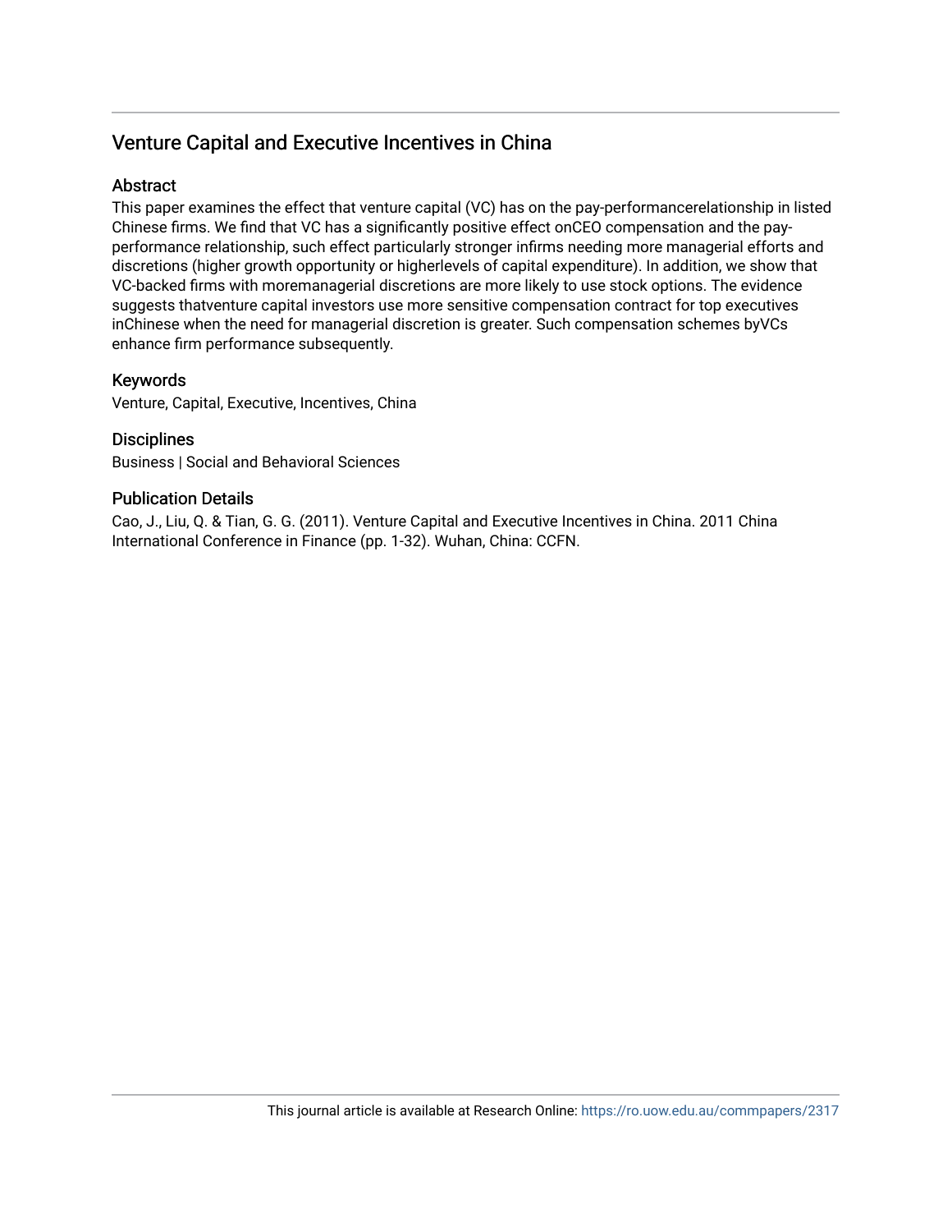# Venture Capital and Executive Incentives in China

## Abstract

This paper examines the effect that venture capital (VC) has on the pay-performancerelationship in listed Chinese firms. We find that VC has a significantly positive effect onCEO compensation and the pay-performance relationship, such effect particularly stronger infirms needing more managerial efforts and discretions (higher growth opportunity or higherlevels of capital expenditure). In addition, we show that VC-backed firms with moremanagerial discretions are more likely to use stock options. The evidence suggests thatventure capital investors use more sensitive compensation contract for top executives inChinese when the need for managerial discretion is greater. Such compensation schemes byVCs enhance firm performance subsequently.

## Keywords

Venture, Capital, Executive, Incentives, China

## Disciplines

Business | Social and Behavioral Sciences

## Publication Details

Cao, J., Liu, Q. & Tian, G. G. (2011). Venture Capital and Executive Incentives in China. 2011 China International Conference in Finance (pp. 1-32). Wuhan, China: CCFN.

This journal article is available at Research Online: https://ro.uow.edu.au/commpapers/2317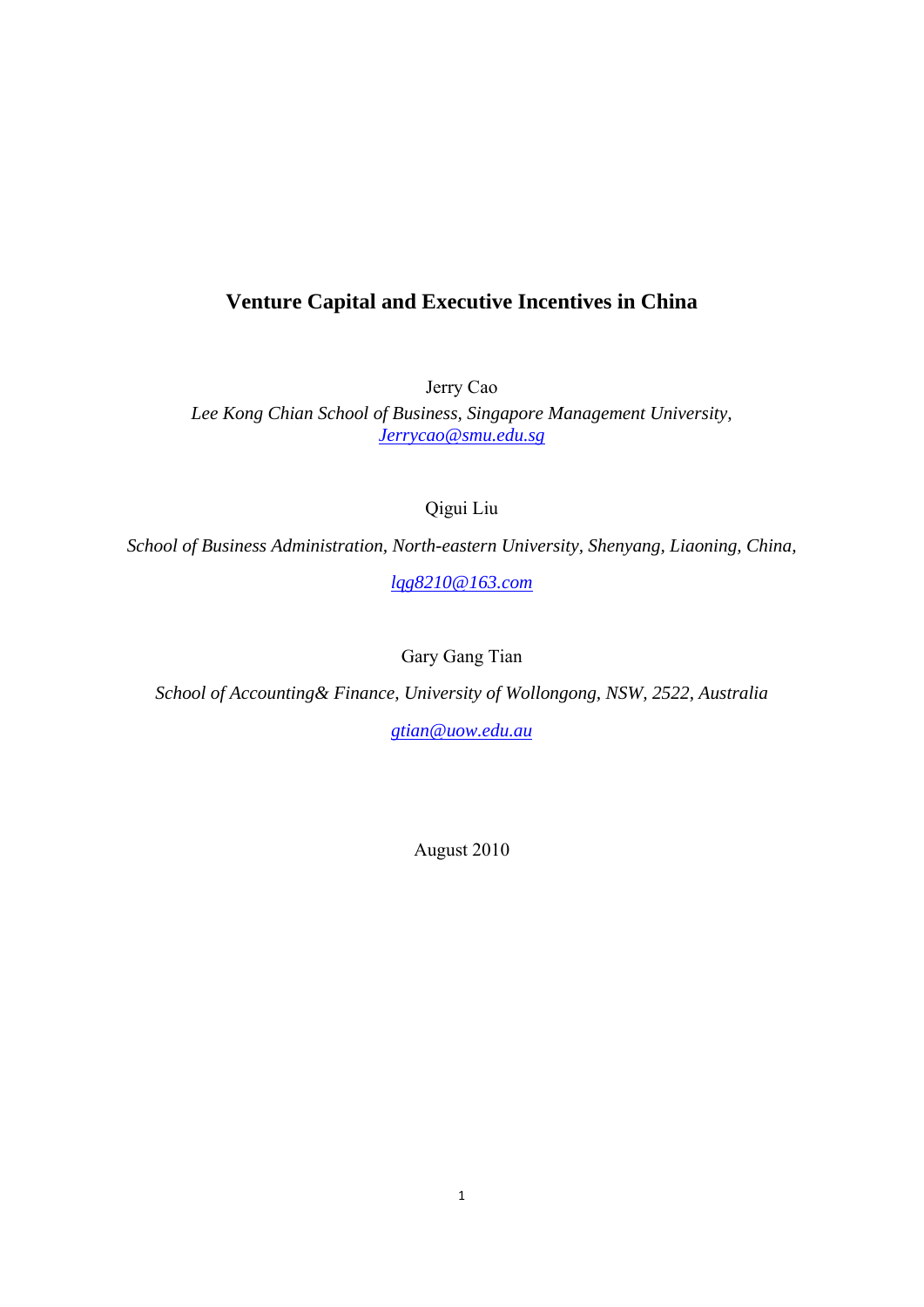# Venture Capital and Executive Incentives in China

Jerry Cao

*Lee Kong Chian School of Business, Singapore Management University,*
*Jerrycao@smu.edu.sg*

Qigui Liu

*School of Business Administration, North-eastern University, Shenyang, Liaoning, China,*

*lqg8210@163.com*

Gary Gang Tian

*School of Accounting& Finance, University of Wollongong, NSW, 2522, Australia*

*gtian@uow.edu.au*

August 2010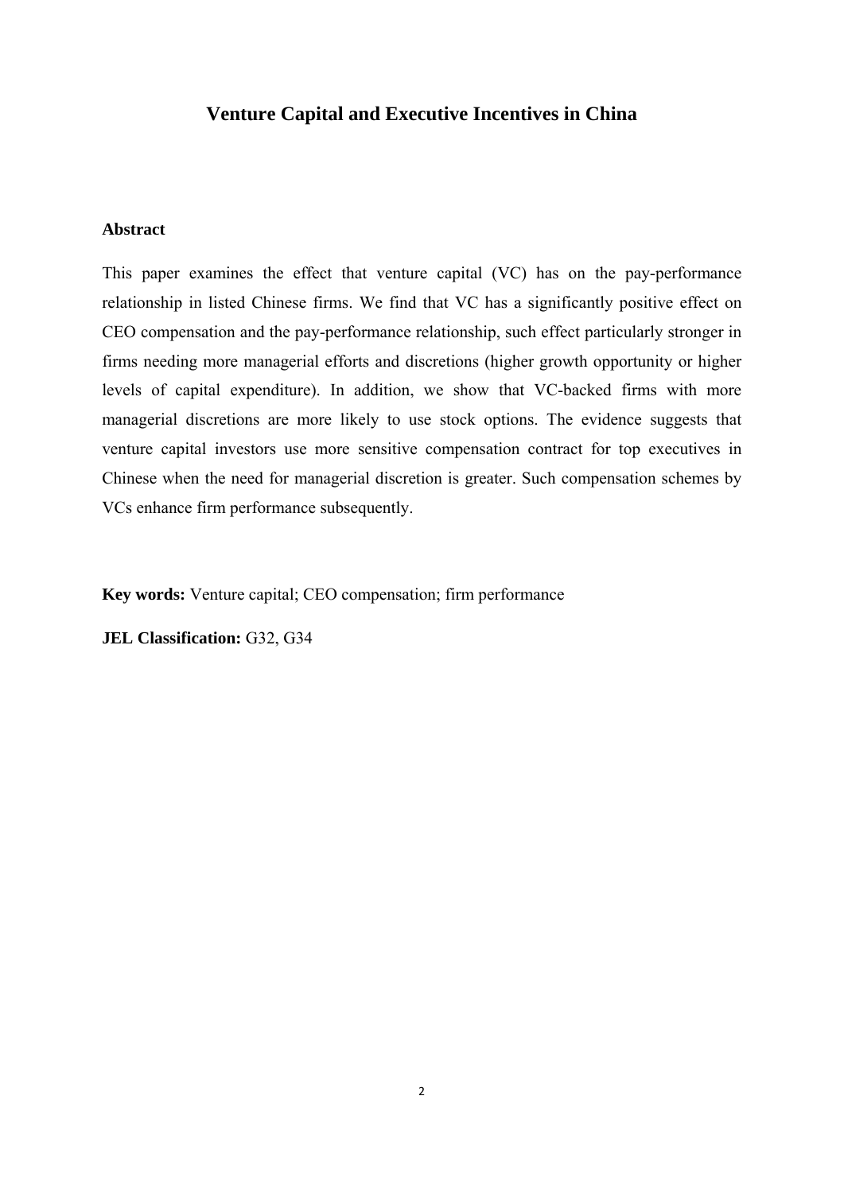# Venture Capital and Executive Incentives in China

## Abstract

This paper examines the effect that venture capital (VC) has on the pay-performance relationship in listed Chinese firms. We find that VC has a significantly positive effect on CEO compensation and the pay-performance relationship, such effect particularly stronger in firms needing more managerial efforts and discretions (higher growth opportunity or higher levels of capital expenditure). In addition, we show that VC-backed firms with more managerial discretions are more likely to use stock options. The evidence suggests that venture capital investors use more sensitive compensation contract for top executives in Chinese when the need for managerial discretion is greater. Such compensation schemes by VCs enhance firm performance subsequently.

**Key words:** Venture capital; CEO compensation; firm performance

**JEL Classification:** G32, G34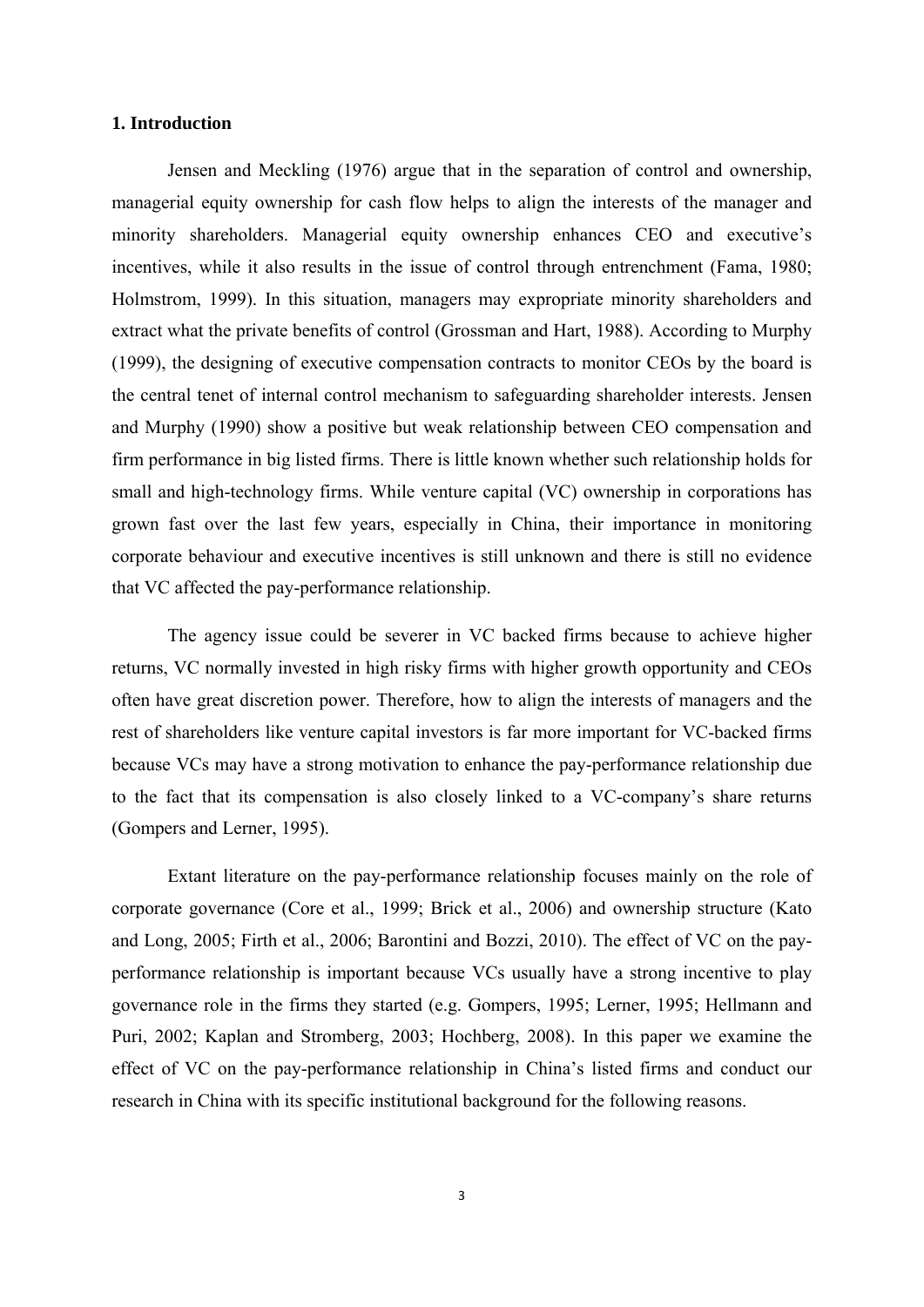## 1. Introduction

Jensen and Meckling (1976) argue that in the separation of control and ownership, managerial equity ownership for cash flow helps to align the interests of the manager and minority shareholders. Managerial equity ownership enhances CEO and executive's incentives, while it also results in the issue of control through entrenchment (Fama, 1980; Holmstrom, 1999). In this situation, managers may expropriate minority shareholders and extract what the private benefits of control (Grossman and Hart, 1988). According to Murphy (1999), the designing of executive compensation contracts to monitor CEOs by the board is the central tenet of internal control mechanism to safeguarding shareholder interests. Jensen and Murphy (1990) show a positive but weak relationship between CEO compensation and firm performance in big listed firms. There is little known whether such relationship holds for small and high-technology firms. While venture capital (VC) ownership in corporations has grown fast over the last few years, especially in China, their importance in monitoring corporate behaviour and executive incentives is still unknown and there is still no evidence that VC affected the pay-performance relationship.

The agency issue could be severer in VC backed firms because to achieve higher returns, VC normally invested in high risky firms with higher growth opportunity and CEOs often have great discretion power. Therefore, how to align the interests of managers and the rest of shareholders like venture capital investors is far more important for VC-backed firms because VCs may have a strong motivation to enhance the pay-performance relationship due to the fact that its compensation is also closely linked to a VC-company's share returns (Gompers and Lerner, 1995).

Extant literature on the pay-performance relationship focuses mainly on the role of corporate governance (Core et al., 1999; Brick et al., 2006) and ownership structure (Kato and Long, 2005; Firth et al., 2006; Barontini and Bozzi, 2010). The effect of VC on the pay-performance relationship is important because VCs usually have a strong incentive to play governance role in the firms they started (e.g. Gompers, 1995; Lerner, 1995; Hellmann and Puri, 2002; Kaplan and Stromberg, 2003; Hochberg, 2008). In this paper we examine the effect of VC on the pay-performance relationship in China's listed firms and conduct our research in China with its specific institutional background for the following reasons.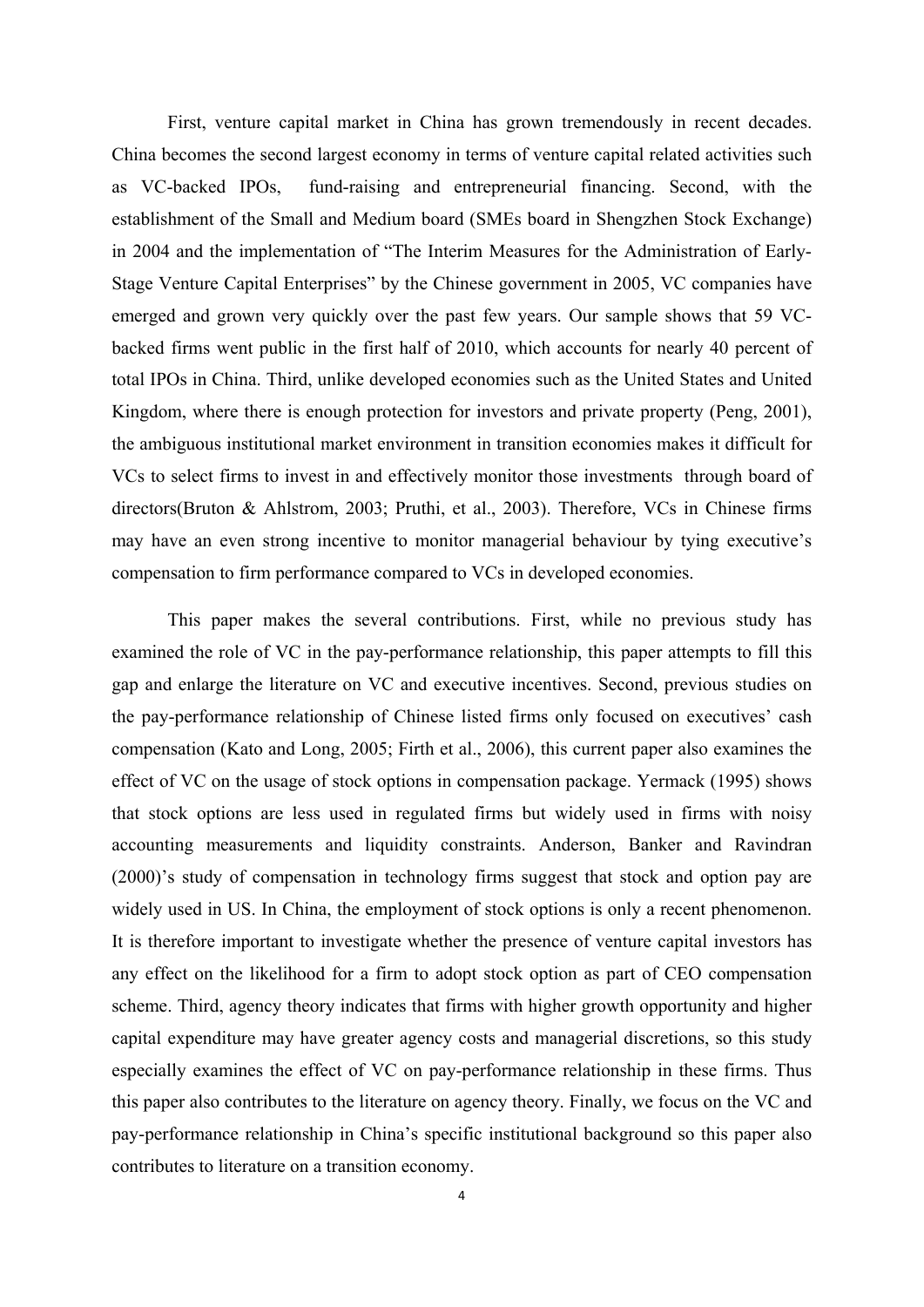First, venture capital market in China has grown tremendously in recent decades. China becomes the second largest economy in terms of venture capital related activities such as VC-backed IPOs, fund-raising and entrepreneurial financing. Second, with the establishment of the Small and Medium board (SMEs board in Shengzhen Stock Exchange) in 2004 and the implementation of "The Interim Measures for the Administration of Early-Stage Venture Capital Enterprises" by the Chinese government in 2005, VC companies have emerged and grown very quickly over the past few years. Our sample shows that 59 VC-backed firms went public in the first half of 2010, which accounts for nearly 40 percent of total IPOs in China. Third, unlike developed economies such as the United States and United Kingdom, where there is enough protection for investors and private property (Peng, 2001), the ambiguous institutional market environment in transition economies makes it difficult for VCs to select firms to invest in and effectively monitor those investments through board of directors(Bruton & Ahlstrom, 2003; Pruthi, et al., 2003). Therefore, VCs in Chinese firms may have an even strong incentive to monitor managerial behaviour by tying executive's compensation to firm performance compared to VCs in developed economies.

This paper makes the several contributions. First, while no previous study has examined the role of VC in the pay-performance relationship, this paper attempts to fill this gap and enlarge the literature on VC and executive incentives. Second, previous studies on the pay-performance relationship of Chinese listed firms only focused on executives' cash compensation (Kato and Long, 2005; Firth et al., 2006), this current paper also examines the effect of VC on the usage of stock options in compensation package. Yermack (1995) shows that stock options are less used in regulated firms but widely used in firms with noisy accounting measurements and liquidity constraints. Anderson, Banker and Ravindran (2000)'s study of compensation in technology firms suggest that stock and option pay are widely used in US. In China, the employment of stock options is only a recent phenomenon. It is therefore important to investigate whether the presence of venture capital investors has any effect on the likelihood for a firm to adopt stock option as part of CEO compensation scheme. Third, agency theory indicates that firms with higher growth opportunity and higher capital expenditure may have greater agency costs and managerial discretions, so this study especially examines the effect of VC on pay-performance relationship in these firms. Thus this paper also contributes to the literature on agency theory. Finally, we focus on the VC and pay-performance relationship in China's specific institutional background so this paper also contributes to literature on a transition economy.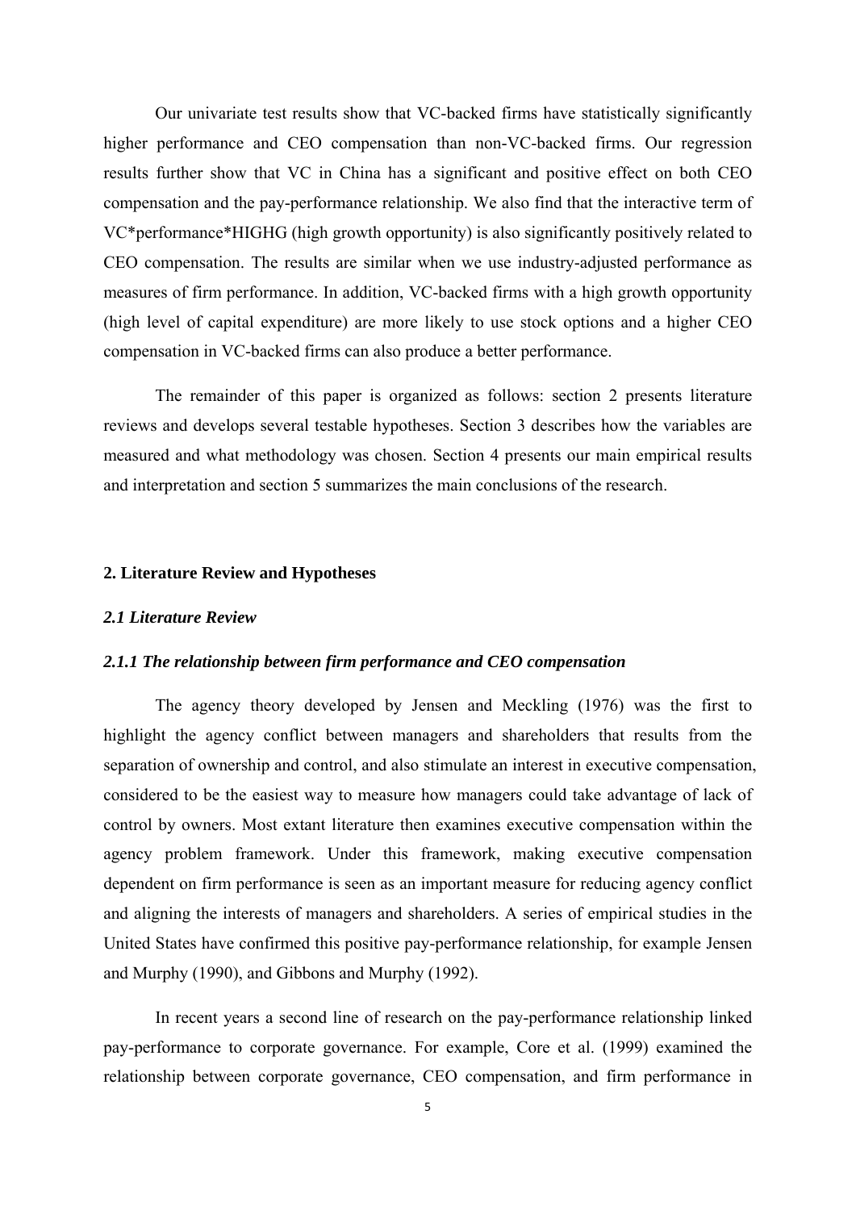Our univariate test results show that VC-backed firms have statistically significantly higher performance and CEO compensation than non-VC-backed firms. Our regression results further show that VC in China has a significant and positive effect on both CEO compensation and the pay-performance relationship. We also find that the interactive term of VC*performance*HIGHG (high growth opportunity) is also significantly positively related to CEO compensation. The results are similar when we use industry-adjusted performance as measures of firm performance. In addition, VC-backed firms with a high growth opportunity (high level of capital expenditure) are more likely to use stock options and a higher CEO compensation in VC-backed firms can also produce a better performance.

The remainder of this paper is organized as follows: section 2 presents literature reviews and develops several testable hypotheses. Section 3 describes how the variables are measured and what methodology was chosen. Section 4 presents our main empirical results and interpretation and section 5 summarizes the main conclusions of the research.

## 2. Literature Review and Hypotheses

### *2.1 Literature Review*

#### *2.1.1 The relationship between firm performance and CEO compensation*

The agency theory developed by Jensen and Meckling (1976) was the first to highlight the agency conflict between managers and shareholders that results from the separation of ownership and control, and also stimulate an interest in executive compensation, considered to be the easiest way to measure how managers could take advantage of lack of control by owners. Most extant literature then examines executive compensation within the agency problem framework. Under this framework, making executive compensation dependent on firm performance is seen as an important measure for reducing agency conflict and aligning the interests of managers and shareholders. A series of empirical studies in the United States have confirmed this positive pay-performance relationship, for example Jensen and Murphy (1990), and Gibbons and Murphy (1992).

In recent years a second line of research on the pay-performance relationship linked pay-performance to corporate governance. For example, Core et al. (1999) examined the relationship between corporate governance, CEO compensation, and firm performance in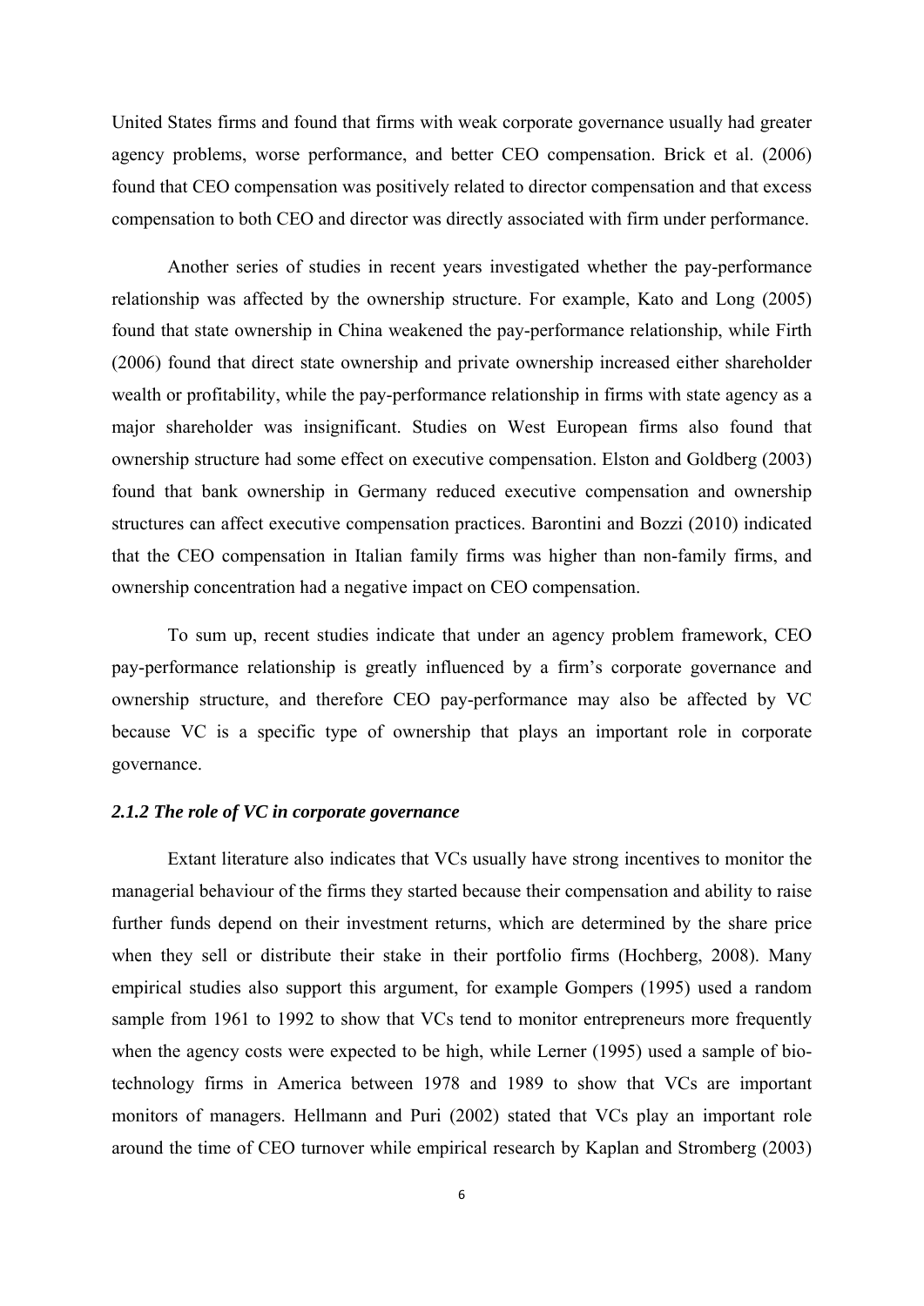United States firms and found that firms with weak corporate governance usually had greater agency problems, worse performance, and better CEO compensation. Brick et al. (2006) found that CEO compensation was positively related to director compensation and that excess compensation to both CEO and director was directly associated with firm under performance.

Another series of studies in recent years investigated whether the pay-performance relationship was affected by the ownership structure. For example, Kato and Long (2005) found that state ownership in China weakened the pay-performance relationship, while Firth (2006) found that direct state ownership and private ownership increased either shareholder wealth or profitability, while the pay-performance relationship in firms with state agency as a major shareholder was insignificant. Studies on West European firms also found that ownership structure had some effect on executive compensation. Elston and Goldberg (2003) found that bank ownership in Germany reduced executive compensation and ownership structures can affect executive compensation practices. Barontini and Bozzi (2010) indicated that the CEO compensation in Italian family firms was higher than non-family firms, and ownership concentration had a negative impact on CEO compensation.

To sum up, recent studies indicate that under an agency problem framework, CEO pay-performance relationship is greatly influenced by a firm's corporate governance and ownership structure, and therefore CEO pay-performance may also be affected by VC because VC is a specific type of ownership that plays an important role in corporate governance.

### *2.1.2 The role of VC in corporate governance*

Extant literature also indicates that VCs usually have strong incentives to monitor the managerial behaviour of the firms they started because their compensation and ability to raise further funds depend on their investment returns, which are determined by the share price when they sell or distribute their stake in their portfolio firms (Hochberg, 2008). Many empirical studies also support this argument, for example Gompers (1995) used a random sample from 1961 to 1992 to show that VCs tend to monitor entrepreneurs more frequently when the agency costs were expected to be high, while Lerner (1995) used a sample of bio-technology firms in America between 1978 and 1989 to show that VCs are important monitors of managers. Hellmann and Puri (2002) stated that VCs play an important role around the time of CEO turnover while empirical research by Kaplan and Stromberg (2003)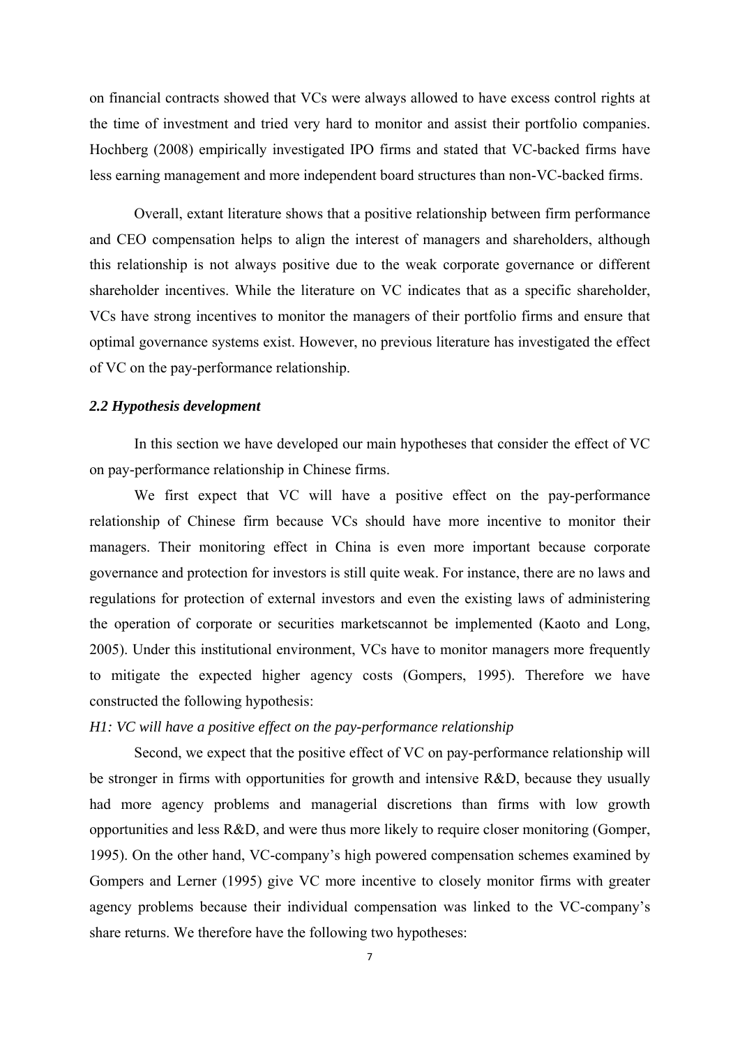on financial contracts showed that VCs were always allowed to have excess control rights at the time of investment and tried very hard to monitor and assist their portfolio companies. Hochberg (2008) empirically investigated IPO firms and stated that VC-backed firms have less earning management and more independent board structures than non-VC-backed firms.

Overall, extant literature shows that a positive relationship between firm performance and CEO compensation helps to align the interest of managers and shareholders, although this relationship is not always positive due to the weak corporate governance or different shareholder incentives. While the literature on VC indicates that as a specific shareholder, VCs have strong incentives to monitor the managers of their portfolio firms and ensure that optimal governance systems exist. However, no previous literature has investigated the effect of VC on the pay-performance relationship.

### *2.2 Hypothesis development*

In this section we have developed our main hypotheses that consider the effect of VC on pay-performance relationship in Chinese firms.

We first expect that VC will have a positive effect on the pay-performance relationship of Chinese firm because VCs should have more incentive to monitor their managers. Their monitoring effect in China is even more important because corporate governance and protection for investors is still quite weak. For instance, there are no laws and regulations for protection of external investors and even the existing laws of administering the operation of corporate or securities marketscannot be implemented (Kaoto and Long, 2005). Under this institutional environment, VCs have to monitor managers more frequently to mitigate the expected higher agency costs (Gompers, 1995). Therefore we have constructed the following hypothesis:

*H1: VC will have a positive effect on the pay-performance relationship*

Second, we expect that the positive effect of VC on pay-performance relationship will be stronger in firms with opportunities for growth and intensive R&D, because they usually had more agency problems and managerial discretions than firms with low growth opportunities and less R&D, and were thus more likely to require closer monitoring (Gomper, 1995). On the other hand, VC-company's high powered compensation schemes examined by Gompers and Lerner (1995) give VC more incentive to closely monitor firms with greater agency problems because their individual compensation was linked to the VC-company's share returns. We therefore have the following two hypotheses: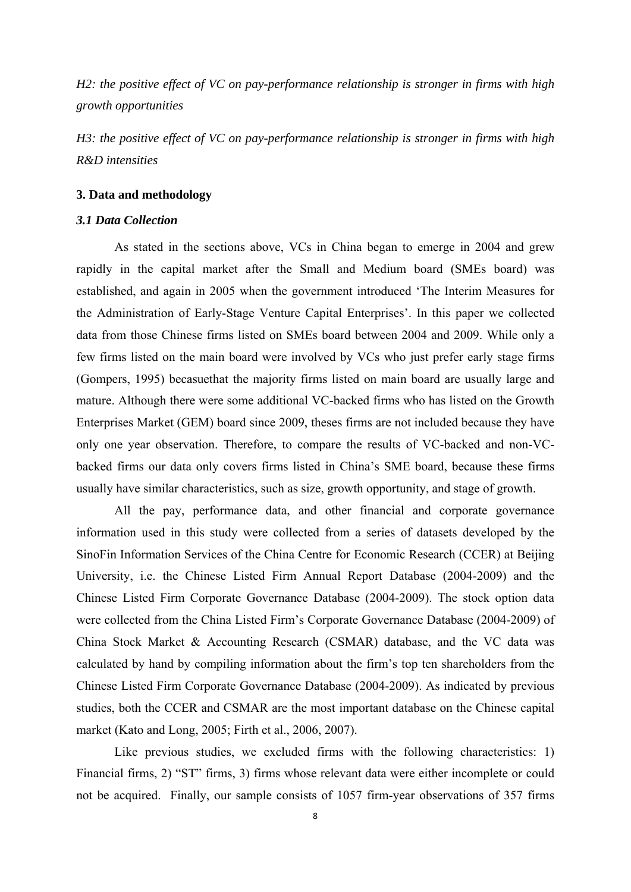*H2: the positive effect of VC on pay-performance relationship is stronger in firms with high growth opportunities*

*H3: the positive effect of VC on pay-performance relationship is stronger in firms with high R&D intensities*

## 3. Data and methodology

### *3.1 Data Collection*

As stated in the sections above, VCs in China began to emerge in 2004 and grew rapidly in the capital market after the Small and Medium board (SMEs board) was established, and again in 2005 when the government introduced 'The Interim Measures for the Administration of Early-Stage Venture Capital Enterprises'. In this paper we collected data from those Chinese firms listed on SMEs board between 2004 and 2009. While only a few firms listed on the main board were involved by VCs who just prefer early stage firms (Gompers, 1995) becasuethat the majority firms listed on main board are usually large and mature. Although there were some additional VC-backed firms who has listed on the Growth Enterprises Market (GEM) board since 2009, theses firms are not included because they have only one year observation. Therefore, to compare the results of VC-backed and non-VC-backed firms our data only covers firms listed in China's SME board, because these firms usually have similar characteristics, such as size, growth opportunity, and stage of growth.

All the pay, performance data, and other financial and corporate governance information used in this study were collected from a series of datasets developed by the SinoFin Information Services of the China Centre for Economic Research (CCER) at Beijing University, i.e. the Chinese Listed Firm Annual Report Database (2004-2009) and the Chinese Listed Firm Corporate Governance Database (2004-2009). The stock option data were collected from the China Listed Firm's Corporate Governance Database (2004-2009) of China Stock Market & Accounting Research (CSMAR) database, and the VC data was calculated by hand by compiling information about the firm's top ten shareholders from the Chinese Listed Firm Corporate Governance Database (2004-2009). As indicated by previous studies, both the CCER and CSMAR are the most important database on the Chinese capital market (Kato and Long, 2005; Firth et al., 2006, 2007).

Like previous studies, we excluded firms with the following characteristics: 1) Financial firms, 2) "ST" firms, 3) firms whose relevant data were either incomplete or could not be acquired. Finally, our sample consists of 1057 firm-year observations of 357 firms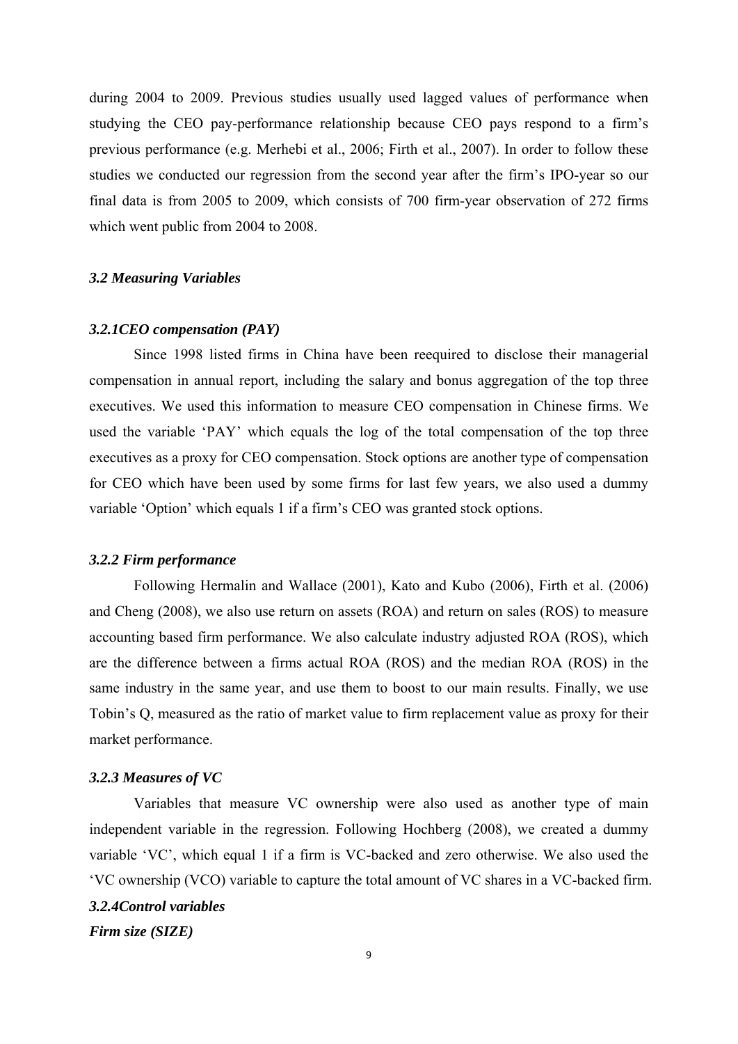during 2004 to 2009. Previous studies usually used lagged values of performance when studying the CEO pay-performance relationship because CEO pays respond to a firm's previous performance (e.g. Merhebi et al., 2006; Firth et al., 2007). In order to follow these studies we conducted our regression from the second year after the firm's IPO-year so our final data is from 2005 to 2009, which consists of 700 firm-year observation of 272 firms which went public from 2004 to 2008.

### *3.2 Measuring Variables*

#### *3.2.1CEO compensation (PAY)*

Since 1998 listed firms in China have been reequired to disclose their managerial compensation in annual report, including the salary and bonus aggregation of the top three executives. We used this information to measure CEO compensation in Chinese firms. We used the variable 'PAY' which equals the log of the total compensation of the top three executives as a proxy for CEO compensation. Stock options are another type of compensation for CEO which have been used by some firms for last few years, we also used a dummy variable 'Option' which equals 1 if a firm's CEO was granted stock options.

#### *3.2.2 Firm performance*

Following Hermalin and Wallace (2001), Kato and Kubo (2006), Firth et al. (2006) and Cheng (2008), we also use return on assets (ROA) and return on sales (ROS) to measure accounting based firm performance. We also calculate industry adjusted ROA (ROS), which are the difference between a firms actual ROA (ROS) and the median ROA (ROS) in the same industry in the same year, and use them to boost to our main results. Finally, we use Tobin's Q, measured as the ratio of market value to firm replacement value as proxy for their market performance.

#### *3.2.3 Measures of VC*

Variables that measure VC ownership were also used as another type of main independent variable in the regression. Following Hochberg (2008), we created a dummy variable 'VC', which equal 1 if a firm is VC-backed and zero otherwise. We also used the 'VC ownership (VCO) variable to capture the total amount of VC shares in a VC-backed firm.

#### *3.2.4Control variables*

***Firm size (SIZE)***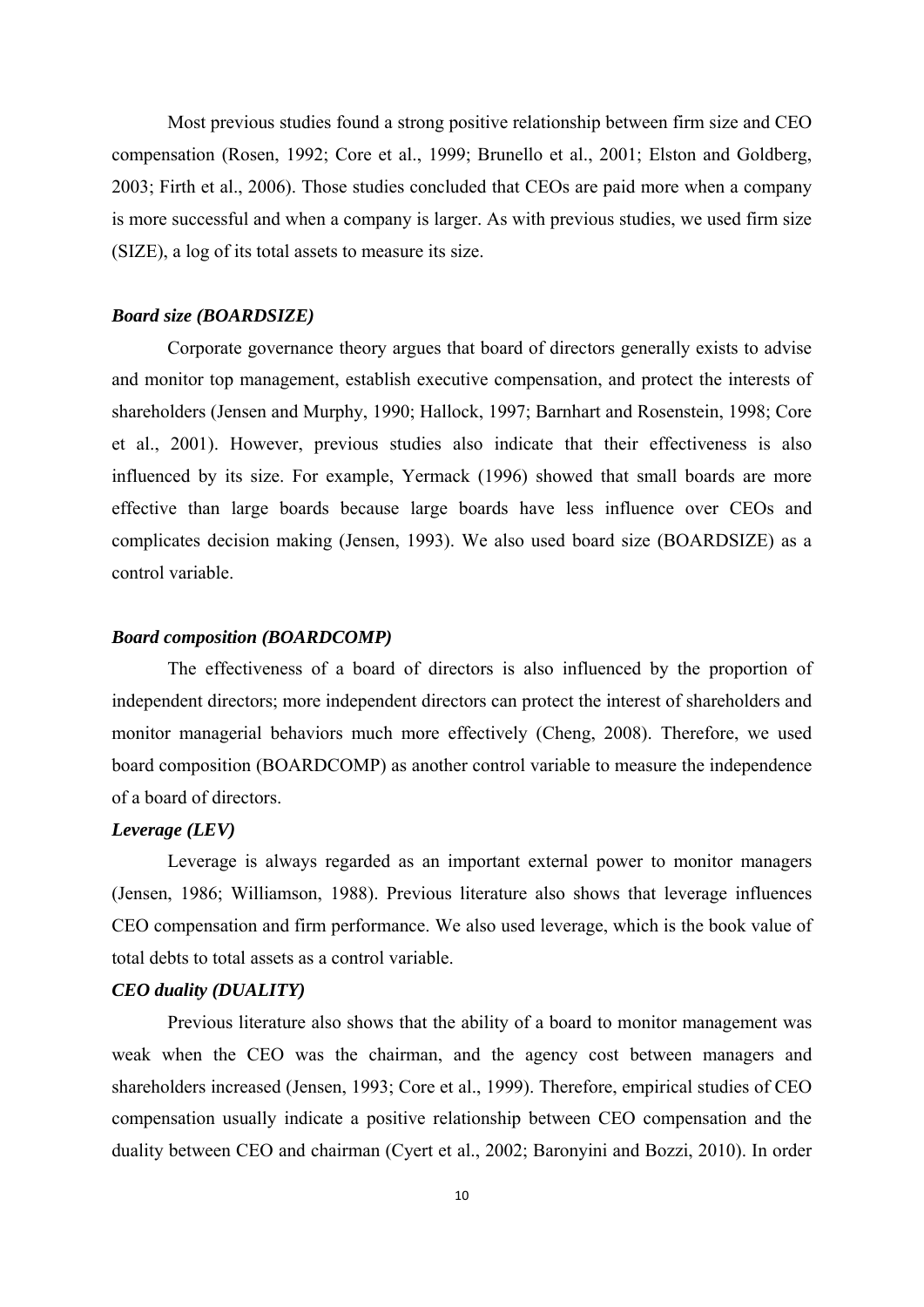Most previous studies found a strong positive relationship between firm size and CEO compensation (Rosen, 1992; Core et al., 1999; Brunello et al., 2001; Elston and Goldberg, 2003; Firth et al., 2006). Those studies concluded that CEOs are paid more when a company is more successful and when a company is larger. As with previous studies, we used firm size (SIZE), a log of its total assets to measure its size.

### *Board size (BOARDSIZE)*

Corporate governance theory argues that board of directors generally exists to advise and monitor top management, establish executive compensation, and protect the interests of shareholders (Jensen and Murphy, 1990; Hallock, 1997; Barnhart and Rosenstein, 1998; Core et al., 2001). However, previous studies also indicate that their effectiveness is also influenced by its size. For example, Yermack (1996) showed that small boards are more effective than large boards because large boards have less influence over CEOs and complicates decision making (Jensen, 1993). We also used board size (BOARDSIZE) as a control variable.

### *Board composition (BOARDCOMP)*

The effectiveness of a board of directors is also influenced by the proportion of independent directors; more independent directors can protect the interest of shareholders and monitor managerial behaviors much more effectively (Cheng, 2008). Therefore, we used board composition (BOARDCOMP) as another control variable to measure the independence of a board of directors.

### *Leverage (LEV)*

Leverage is always regarded as an important external power to monitor managers (Jensen, 1986; Williamson, 1988). Previous literature also shows that leverage influences CEO compensation and firm performance. We also used leverage, which is the book value of total debts to total assets as a control variable.

### *CEO duality (DUALITY)*

Previous literature also shows that the ability of a board to monitor management was weak when the CEO was the chairman, and the agency cost between managers and shareholders increased (Jensen, 1993; Core et al., 1999). Therefore, empirical studies of CEO compensation usually indicate a positive relationship between CEO compensation and the duality between CEO and chairman (Cyert et al., 2002; Baronyini and Bozzi, 2010). In order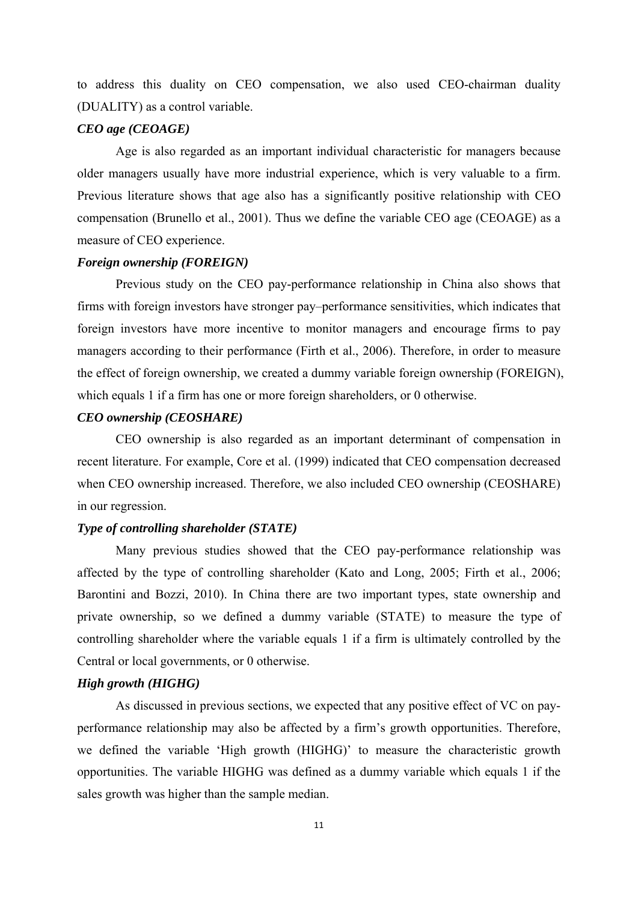to address this duality on CEO compensation, we also used CEO-chairman duality (DUALITY) as a control variable.

***CEO age (CEOAGE)***

Age is also regarded as an important individual characteristic for managers because older managers usually have more industrial experience, which is very valuable to a firm. Previous literature shows that age also has a significantly positive relationship with CEO compensation (Brunello et al., 2001). Thus we define the variable CEO age (CEOAGE) as a measure of CEO experience.

***Foreign ownership (FOREIGN)***

Previous study on the CEO pay-performance relationship in China also shows that firms with foreign investors have stronger pay–performance sensitivities, which indicates that foreign investors have more incentive to monitor managers and encourage firms to pay managers according to their performance (Firth et al., 2006). Therefore, in order to measure the effect of foreign ownership, we created a dummy variable foreign ownership (FOREIGN), which equals 1 if a firm has one or more foreign shareholders, or 0 otherwise.

***CEO ownership (CEOSHARE)***

CEO ownership is also regarded as an important determinant of compensation in recent literature. For example, Core et al. (1999) indicated that CEO compensation decreased when CEO ownership increased. Therefore, we also included CEO ownership (CEOSHARE) in our regression.

***Type of controlling shareholder (STATE)***

Many previous studies showed that the CEO pay-performance relationship was affected by the type of controlling shareholder (Kato and Long, 2005; Firth et al., 2006; Barontini and Bozzi, 2010). In China there are two important types, state ownership and private ownership, so we defined a dummy variable (STATE) to measure the type of controlling shareholder where the variable equals 1 if a firm is ultimately controlled by the Central or local governments, or 0 otherwise.

***High growth (HIGHG)***

As discussed in previous sections, we expected that any positive effect of VC on pay-performance relationship may also be affected by a firm's growth opportunities. Therefore, we defined the variable 'High growth (HIGHG)' to measure the characteristic growth opportunities. The variable HIGHG was defined as a dummy variable which equals 1 if the sales growth was higher than the sample median.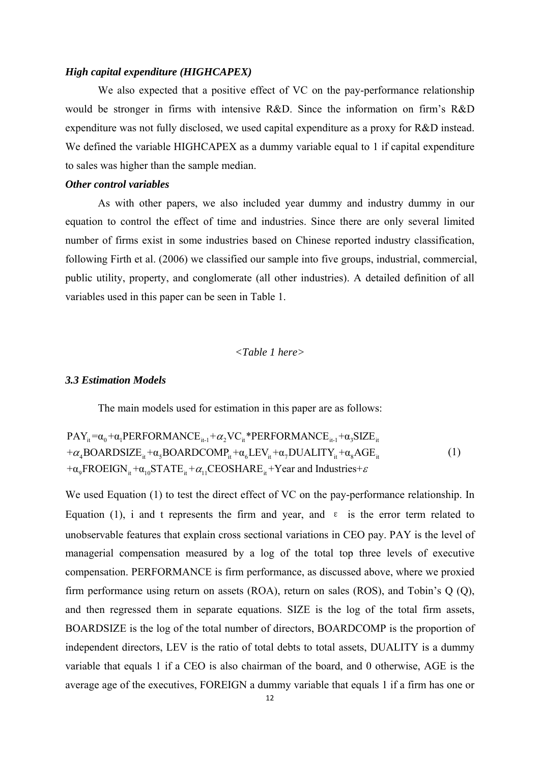***High capital expenditure (HIGHCAPEX)***

We also expected that a positive effect of VC on the pay-performance relationship would be stronger in firms with intensive R&D. Since the information on firm's R&D expenditure was not fully disclosed, we used capital expenditure as a proxy for R&D instead. We defined the variable HIGHCAPEX as a dummy variable equal to 1 if capital expenditure to sales was higher than the sample median.

***Other control variables***

As with other papers, we also included year dummy and industry dummy in our equation to control the effect of time and industries. Since there are only several limited number of firms exist in some industries based on Chinese reported industry classification, following Firth et al. (2006) we classified our sample into five groups, industrial, commercial, public utility, property, and conglomerate (all other industries). A detailed definition of all variables used in this paper can be seen in Table 1.

*<Table 1 here>*

### *3.3 Estimation Models*

The main models used for estimation in this paper are as follows:

$$\begin{aligned}PAY_{it} &= \alpha_0 + \alpha_1 PERFORMANCE_{it-1} + \alpha_2 VC_{it} * PERFORMANCE_{it-1} + \alpha_3 SIZE_{it} \\ &+ \alpha_4 BOARDSIZE_{it} + \alpha_5 BOARDCOMP_{it} + \alpha_6 LEV_{it} + \alpha_7 DUALITY_{it} + \alpha_8 AGE_{it} \\ &+ \alpha_9 FROEIGN_{it} + \alpha_{10} STATE_{it} + \alpha_{11} CEOSHARE_{it} + \text{Year and Industries} + \varepsilon\end{aligned} \quad (1)$$

We used Equation (1) to test the direct effect of VC on the pay-performance relationship. In Equation (1), i and t represents the firm and year, and $\varepsilon$ is the error term related to unobservable features that explain cross sectional variations in CEO pay. PAY is the level of managerial compensation measured by a log of the total top three levels of executive compensation. PERFORMANCE is firm performance, as discussed above, where we proxied firm performance using return on assets (ROA), return on sales (ROS), and Tobin's Q (Q), and then regressed them in separate equations. SIZE is the log of the total firm assets, BOARDSIZE is the log of the total number of directors, BOARDCOMP is the proportion of independent directors, LEV is the ratio of total debts to total assets, DUALITY is a dummy variable that equals 1 if a CEO is also chairman of the board, and 0 otherwise, AGE is the average age of the executives, FOREIGN a dummy variable that equals 1 if a firm has one or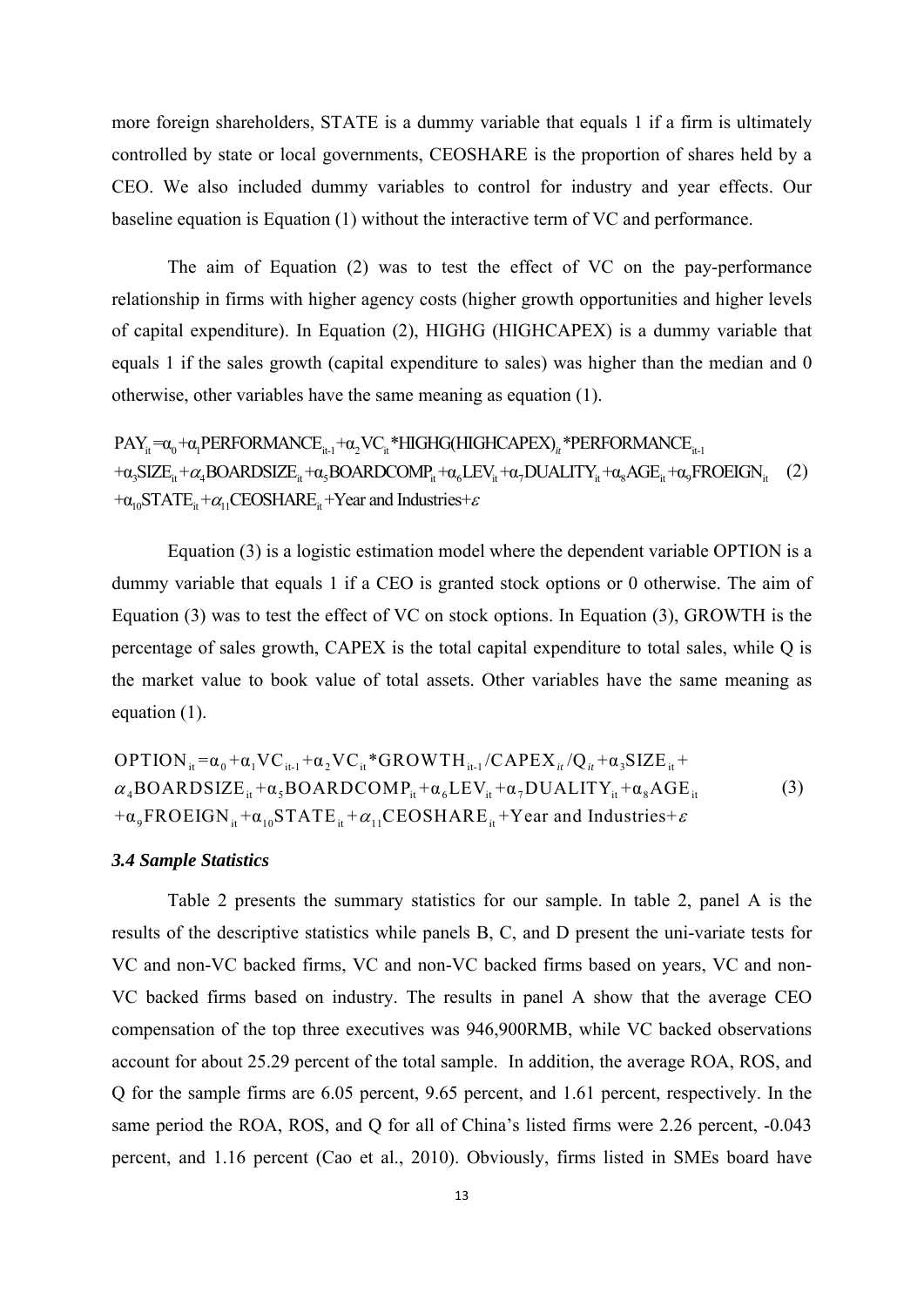more foreign shareholders, STATE is a dummy variable that equals 1 if a firm is ultimately controlled by state or local governments, CEOSHARE is the proportion of shares held by a CEO. We also included dummy variables to control for industry and year effects. Our baseline equation is Equation (1) without the interactive term of VC and performance.

The aim of Equation (2) was to test the effect of VC on the pay-performance relationship in firms with higher agency costs (higher growth opportunities and higher levels of capital expenditure). In Equation (2), HIGHG (HIGHCAPEX) is a dummy variable that equals 1 if the sales growth (capital expenditure to sales) was higher than the median and 0 otherwise, other variables have the same meaning as equation (1).

$$
\begin{aligned}
PAY_{it} = {} & \alpha_0 + \alpha_1 PERFORMANCE_{it-1} + \alpha_2 VC_{it} * HIGHG(HIGHCAPEX)_{it} * PERFORMANCE_{it-1} \\
& + \alpha_3 SIZE_{it} + \alpha_4 BOARDSIZE_{it} + \alpha_5 BOARDCOMP_{it} + \alpha_6 LEV_{it} + \alpha_7 DUALITY_{it} + \alpha_8 AGE_{it} + \alpha_9 FROEIGN_{it} \\
& + \alpha_{10} STATE_{it} + \alpha_{11} CEOSHARE_{it} + \text{Year and Industries} + \varepsilon
\end{aligned} \tag{2}
$$

Equation (3) is a logistic estimation model where the dependent variable OPTION is a dummy variable that equals 1 if a CEO is granted stock options or 0 otherwise. The aim of Equation (3) was to test the effect of VC on stock options. In Equation (3), GROWTH is the percentage of sales growth, CAPEX is the total capital expenditure to total sales, while Q is the market value to book value of total assets. Other variables have the same meaning as equation (1).

$$
\begin{aligned}
OPTION_{it} = {} & \alpha_0 + \alpha_1 VC_{it-1} + \alpha_2 VC_{it} * GROWTH_{it-1} / CAPEX_{it} / Q_{it} + \alpha_3 SIZE_{it} + \\
& \alpha_4 BOARDSIZE_{it} + \alpha_5 BOARDCOMP_{it} + \alpha_6 LEV_{it} + \alpha_7 DUALITY_{it} + \alpha_8 AGE_{it} \\
& + \alpha_9 FROEIGN_{it} + \alpha_{10} STATE_{it} + \alpha_{11} CEOSHARE_{it} + \text{Year and Industries} + \varepsilon
\end{aligned} \tag{3}
$$

### *3.4 Sample Statistics*

Table 2 presents the summary statistics for our sample. In table 2, panel A is the results of the descriptive statistics while panels B, C, and D present the uni-variate tests for VC and non-VC backed firms, VC and non-VC backed firms based on years, VC and non-VC backed firms based on industry. The results in panel A show that the average CEO compensation of the top three executives was 946,900RMB, while VC backed observations account for about 25.29 percent of the total sample. In addition, the average ROA, ROS, and Q for the sample firms are 6.05 percent, 9.65 percent, and 1.61 percent, respectively. In the same period the ROA, ROS, and Q for all of China's listed firms were 2.26 percent, -0.043 percent, and 1.16 percent (Cao et al., 2010). Obviously, firms listed in SMEs board have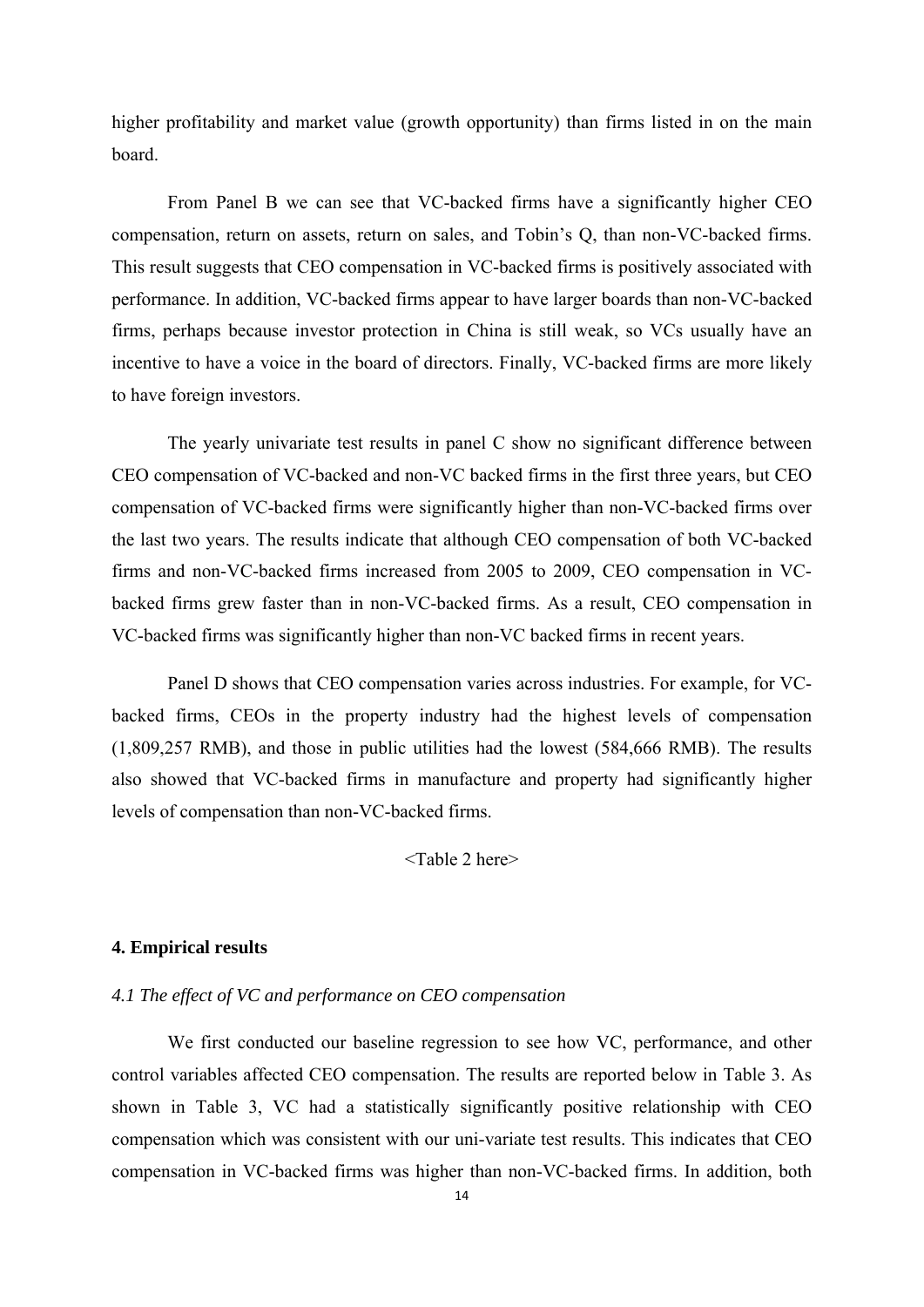higher profitability and market value (growth opportunity) than firms listed in on the main board.

From Panel B we can see that VC-backed firms have a significantly higher CEO compensation, return on assets, return on sales, and Tobin's Q, than non-VC-backed firms. This result suggests that CEO compensation in VC-backed firms is positively associated with performance. In addition, VC-backed firms appear to have larger boards than non-VC-backed firms, perhaps because investor protection in China is still weak, so VCs usually have an incentive to have a voice in the board of directors. Finally, VC-backed firms are more likely to have foreign investors.

The yearly univariate test results in panel C show no significant difference between CEO compensation of VC-backed and non-VC backed firms in the first three years, but CEO compensation of VC-backed firms were significantly higher than non-VC-backed firms over the last two years. The results indicate that although CEO compensation of both VC-backed firms and non-VC-backed firms increased from 2005 to 2009, CEO compensation in VC-backed firms grew faster than in non-VC-backed firms. As a result, CEO compensation in VC-backed firms was significantly higher than non-VC backed firms in recent years.

Panel D shows that CEO compensation varies across industries. For example, for VC-backed firms, CEOs in the property industry had the highest levels of compensation (1,809,257 RMB), and those in public utilities had the lowest (584,666 RMB). The results also showed that VC-backed firms in manufacture and property had significantly higher levels of compensation than non-VC-backed firms.

<Table 2 here>

## 4. Empirical results

### *4.1 The effect of VC and performance on CEO compensation*

We first conducted our baseline regression to see how VC, performance, and other control variables affected CEO compensation. The results are reported below in Table 3. As shown in Table 3, VC had a statistically significantly positive relationship with CEO compensation which was consistent with our uni-variate test results. This indicates that CEO compensation in VC-backed firms was higher than non-VC-backed firms. In addition, both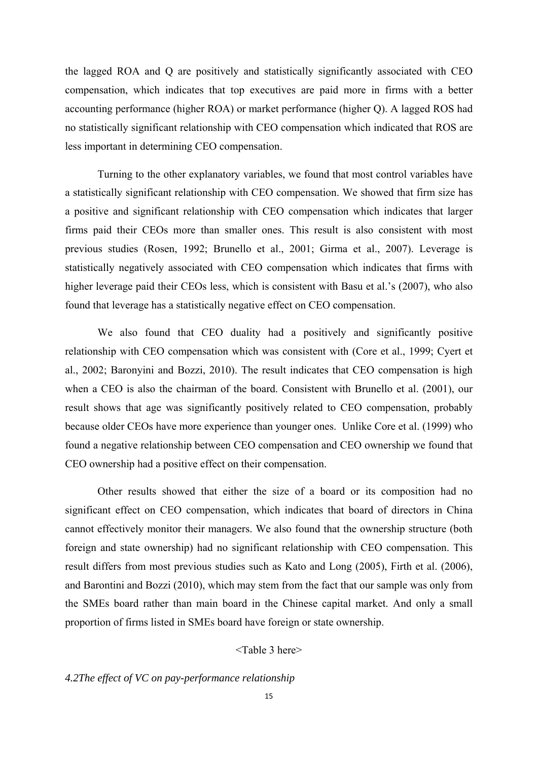the lagged ROA and Q are positively and statistically significantly associated with CEO compensation, which indicates that top executives are paid more in firms with a better accounting performance (higher ROA) or market performance (higher Q). A lagged ROS had no statistically significant relationship with CEO compensation which indicated that ROS are less important in determining CEO compensation.

Turning to the other explanatory variables, we found that most control variables have a statistically significant relationship with CEO compensation. We showed that firm size has a positive and significant relationship with CEO compensation which indicates that larger firms paid their CEOs more than smaller ones. This result is also consistent with most previous studies (Rosen, 1992; Brunello et al., 2001; Girma et al., 2007). Leverage is statistically negatively associated with CEO compensation which indicates that firms with higher leverage paid their CEOs less, which is consistent with Basu et al.'s (2007), who also found that leverage has a statistically negative effect on CEO compensation.

We also found that CEO duality had a positively and significantly positive relationship with CEO compensation which was consistent with (Core et al., 1999; Cyert et al., 2002; Baronyini and Bozzi, 2010). The result indicates that CEO compensation is high when a CEO is also the chairman of the board. Consistent with Brunello et al. (2001), our result shows that age was significantly positively related to CEO compensation, probably because older CEOs have more experience than younger ones. Unlike Core et al. (1999) who found a negative relationship between CEO compensation and CEO ownership we found that CEO ownership had a positive effect on their compensation.

Other results showed that either the size of a board or its composition had no significant effect on CEO compensation, which indicates that board of directors in China cannot effectively monitor their managers. We also found that the ownership structure (both foreign and state ownership) had no significant relationship with CEO compensation. This result differs from most previous studies such as Kato and Long (2005), Firth et al. (2006), and Barontini and Bozzi (2010), which may stem from the fact that our sample was only from the SMEs board rather than main board in the Chinese capital market. And only a small proportion of firms listed in SMEs board have foreign or state ownership.

<Table 3 here>

*4.2The effect of VC on pay-performance relationship*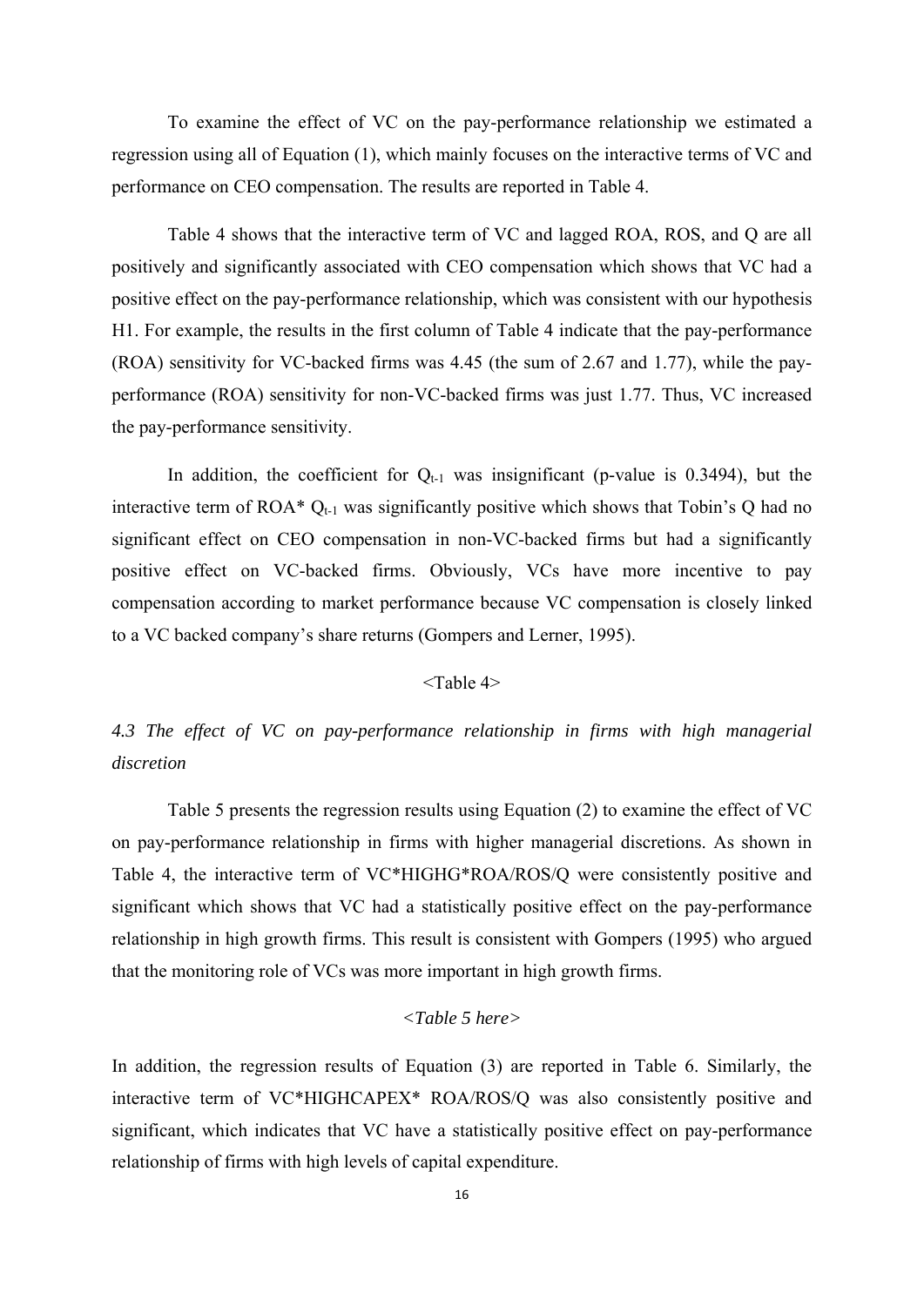To examine the effect of VC on the pay-performance relationship we estimated a regression using all of Equation (1), which mainly focuses on the interactive terms of VC and performance on CEO compensation. The results are reported in Table 4.

Table 4 shows that the interactive term of VC and lagged ROA, ROS, and Q are all positively and significantly associated with CEO compensation which shows that VC had a positive effect on the pay-performance relationship, which was consistent with our hypothesis H1. For example, the results in the first column of Table 4 indicate that the pay-performance (ROA) sensitivity for VC-backed firms was 4.45 (the sum of 2.67 and 1.77), while the pay-performance (ROA) sensitivity for non-VC-backed firms was just 1.77. Thus, VC increased the pay-performance sensitivity.

In addition, the coefficient for $Q_{t-1}$ was insignificant (p-value is 0.3494), but the interactive term of ROA* $Q_{t-1}$ was significantly positive which shows that Tobin's Q had no significant effect on CEO compensation in non-VC-backed firms but had a significantly positive effect on VC-backed firms. Obviously, VCs have more incentive to pay compensation according to market performance because VC compensation is closely linked to a VC backed company's share returns (Gompers and Lerner, 1995).

<Table 4>

### *4.3 The effect of VC on pay-performance relationship in firms with high managerial discretion*

Table 5 presents the regression results using Equation (2) to examine the effect of VC on pay-performance relationship in firms with higher managerial discretions. As shown in Table 4, the interactive term of VC*HIGHG*ROA/ROS/Q were consistently positive and significant which shows that VC had a statistically positive effect on the pay-performance relationship in high growth firms. This result is consistent with Gompers (1995) who argued that the monitoring role of VCs was more important in high growth firms.

*<Table 5 here>*

In addition, the regression results of Equation (3) are reported in Table 6. Similarly, the interactive term of VC*HIGHCAPEX* ROA/ROS/Q was also consistently positive and significant, which indicates that VC have a statistically positive effect on pay-performance relationship of firms with high levels of capital expenditure.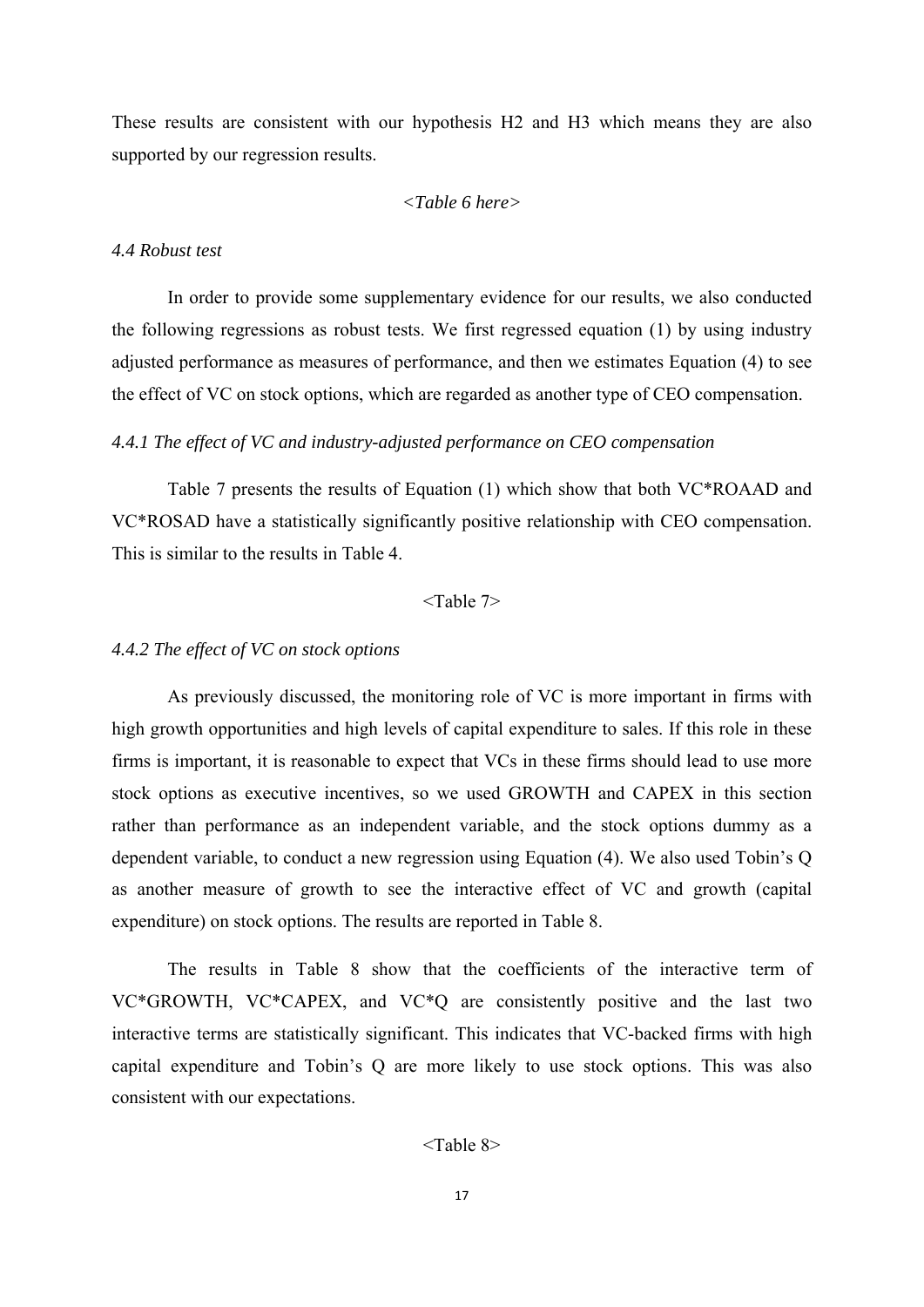These results are consistent with our hypothesis H2 and H3 which means they are also supported by our regression results.

*<Table 6 here>*

### *4.4 Robust test*

In order to provide some supplementary evidence for our results, we also conducted the following regressions as robust tests. We first regressed equation (1) by using industry adjusted performance as measures of performance, and then we estimates Equation (4) to see the effect of VC on stock options, which are regarded as another type of CEO compensation.

#### *4.4.1 The effect of VC and industry-adjusted performance on CEO compensation*

Table 7 presents the results of Equation (1) which show that both VC*ROAAD and VC*ROSAD have a statistically significantly positive relationship with CEO compensation. This is similar to the results in Table 4.

<Table 7>

#### *4.4.2 The effect of VC on stock options*

As previously discussed, the monitoring role of VC is more important in firms with high growth opportunities and high levels of capital expenditure to sales. If this role in these firms is important, it is reasonable to expect that VCs in these firms should lead to use more stock options as executive incentives, so we used GROWTH and CAPEX in this section rather than performance as an independent variable, and the stock options dummy as a dependent variable, to conduct a new regression using Equation (4). We also used Tobin's Q as another measure of growth to see the interactive effect of VC and growth (capital expenditure) on stock options. The results are reported in Table 8.

The results in Table 8 show that the coefficients of the interactive term of VC*GROWTH, VC*CAPEX, and VC*Q are consistently positive and the last two interactive terms are statistically significant. This indicates that VC-backed firms with high capital expenditure and Tobin's Q are more likely to use stock options. This was also consistent with our expectations.

<Table 8>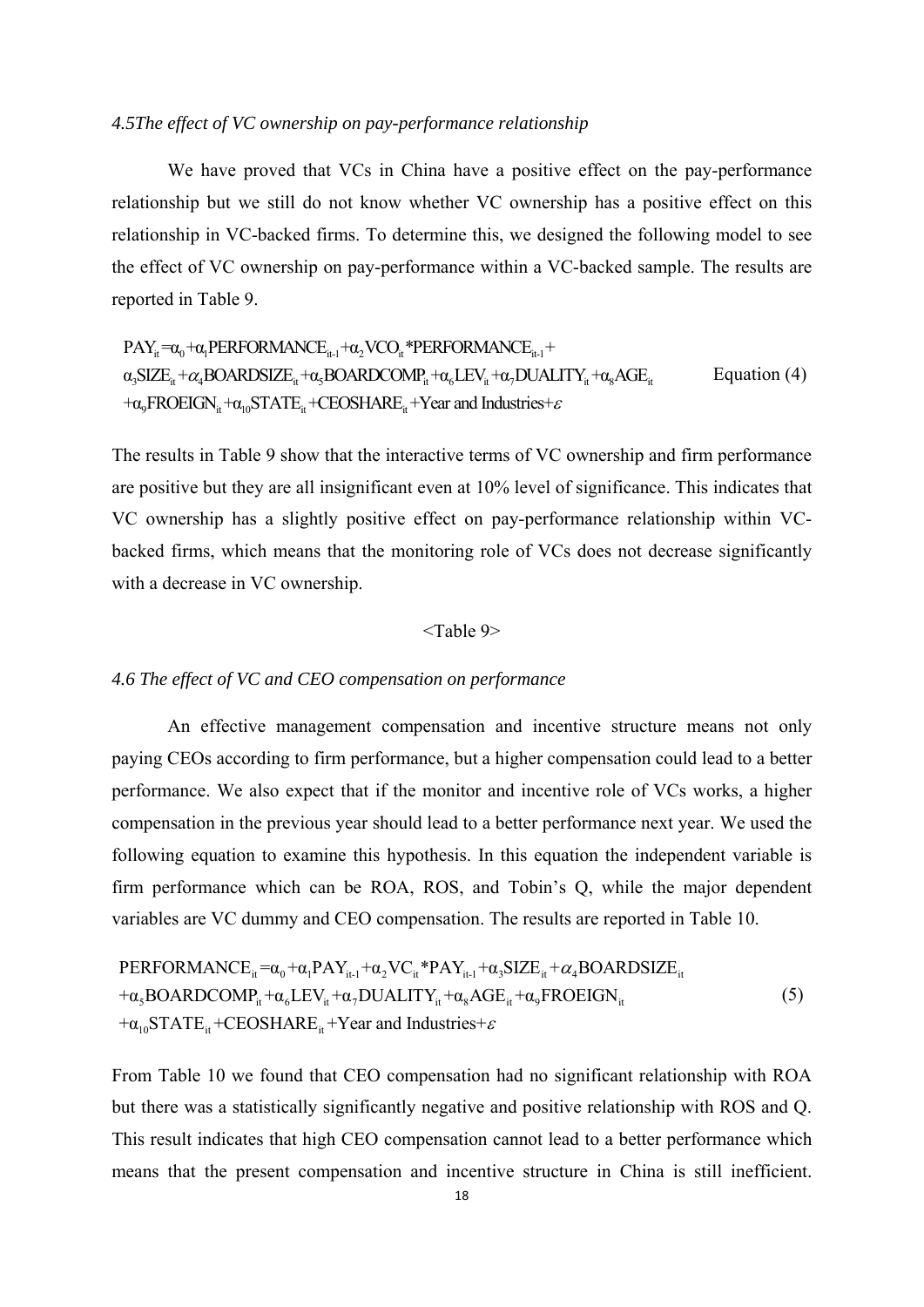*4.5The effect of VC ownership on pay-performance relationship*

We have proved that VCs in China have a positive effect on the pay-performance relationship but we still do not know whether VC ownership has a positive effect on this relationship in VC-backed firms. To determine this, we designed the following model to see the effect of VC ownership on pay-performance within a VC-backed sample. The results are reported in Table 9.

$$\begin{aligned}&PAY_{it}=\alpha_0+\alpha_1 PERFORMANCE_{it-1}+\alpha_2 VCO_{it}*PERFORMANCE_{it-1}+\\&\alpha_3 SIZE_{it}+\alpha_4 BOARDSIZE_{it}+\alpha_5 BOARDCOMP_{it}+\alpha_6 LEV_{it}+\alpha_7 DUALITY_{it}+\alpha_8 AGE_{it}\\&+\alpha_9 FROEIGN_{it}+\alpha_{10} STATE_{it}+CEOSHARE_{it}+\text{Year and Industries}+\varepsilon\end{aligned} \quad \text{Equation (4)}$$

The results in Table 9 show that the interactive terms of VC ownership and firm performance are positive but they are all insignificant even at 10% level of significance. This indicates that VC ownership has a slightly positive effect on pay-performance relationship within VC-backed firms, which means that the monitoring role of VCs does not decrease significantly with a decrease in VC ownership.

<Table 9>

*4.6 The effect of VC and CEO compensation on performance*

An effective management compensation and incentive structure means not only paying CEOs according to firm performance, but a higher compensation could lead to a better performance. We also expect that if the monitor and incentive role of VCs works, a higher compensation in the previous year should lead to a better performance next year. We used the following equation to examine this hypothesis. In this equation the independent variable is firm performance which can be ROA, ROS, and Tobin's Q, while the major dependent variables are VC dummy and CEO compensation. The results are reported in Table 10.

$$\begin{aligned}&PERFORMANCE_{it}=\alpha_0+\alpha_1 PAY_{it-1}+\alpha_2 VC_{it}*PAY_{it-1}+\alpha_3 SIZE_{it}+\alpha_4 BOARDSIZE_{it}\\&+\alpha_5 BOARDCOMP_{it}+\alpha_6 LEV_{it}+\alpha_7 DUALITY_{it}+\alpha_8 AGE_{it}+\alpha_9 FROEIGN_{it}\\&+\alpha_{10} STATE_{it}+CEOSHARE_{it}+\text{Year and Industries}+\varepsilon\end{aligned} \quad (5)$$

From Table 10 we found that CEO compensation had no significant relationship with ROA but there was a statistically significantly negative and positive relationship with ROS and Q. This result indicates that high CEO compensation cannot lead to a better performance which means that the present compensation and incentive structure in China is still inefficient.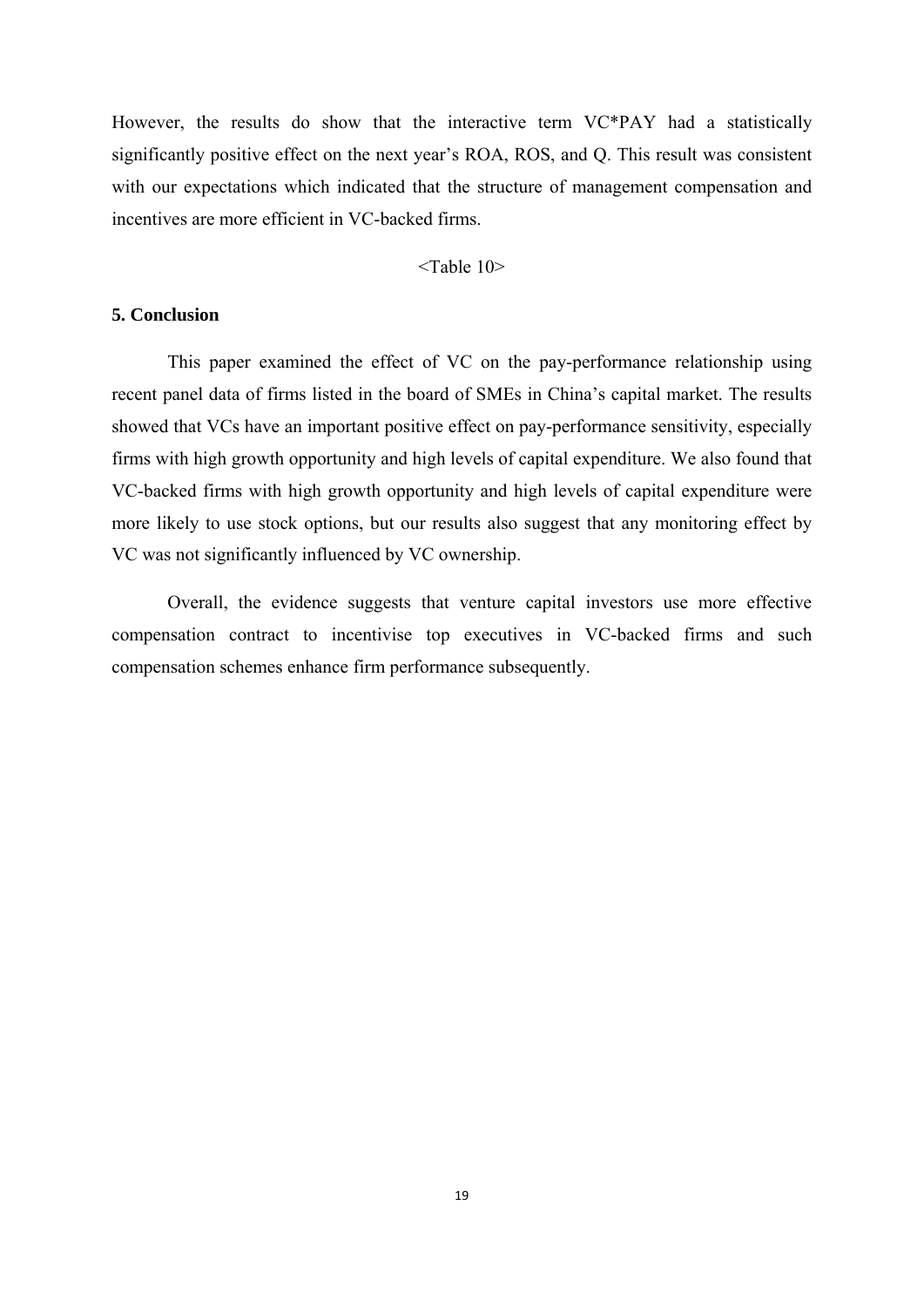However, the results do show that the interactive term VC*PAY had a statistically significantly positive effect on the next year's ROA, ROS, and Q. This result was consistent with our expectations which indicated that the structure of management compensation and incentives are more efficient in VC-backed firms.

<Table 10>

## 5. Conclusion

This paper examined the effect of VC on the pay-performance relationship using recent panel data of firms listed in the board of SMEs in China's capital market. The results showed that VCs have an important positive effect on pay-performance sensitivity, especially firms with high growth opportunity and high levels of capital expenditure. We also found that VC-backed firms with high growth opportunity and high levels of capital expenditure were more likely to use stock options, but our results also suggest that any monitoring effect by VC was not significantly influenced by VC ownership.

Overall, the evidence suggests that venture capital investors use more effective compensation contract to incentivise top executives in VC-backed firms and such compensation schemes enhance firm performance subsequently.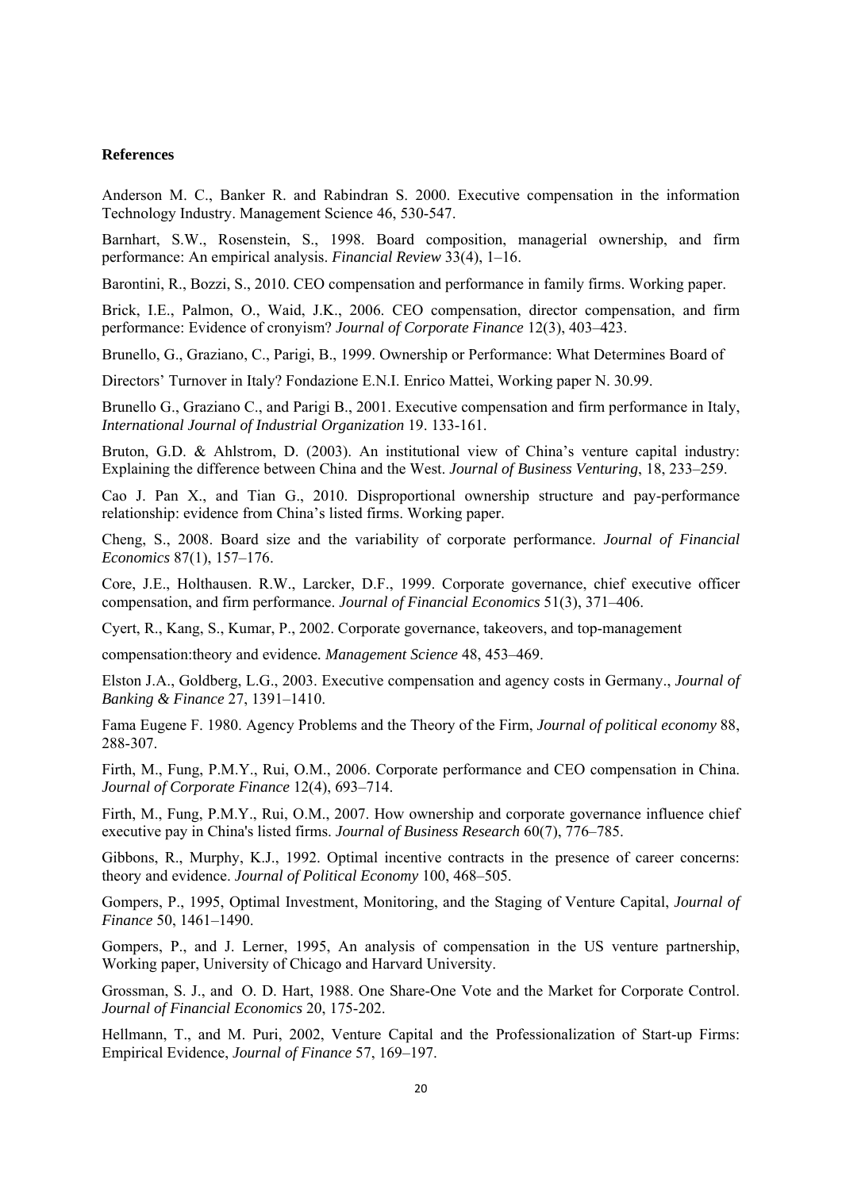**References**

Anderson M. C., Banker R. and Rabindran S. 2000. Executive compensation in the information Technology Industry. Management Science 46, 530-547.

Barnhart, S.W., Rosenstein, S., 1998. Board composition, managerial ownership, and firm performance: An empirical analysis. *Financial Review* 33(4), 1–16.

Barontini, R., Bozzi, S., 2010. CEO compensation and performance in family firms. Working paper.

Brick, I.E., Palmon, O., Waid, J.K., 2006. CEO compensation, director compensation, and firm performance: Evidence of cronyism? *Journal of Corporate Finance* 12(3), 403–423.

Brunello, G., Graziano, C., Parigi, B., 1999. Ownership or Performance: What Determines Board of

Directors' Turnover in Italy? Fondazione E.N.I. Enrico Mattei, Working paper N. 30.99.

Brunello G., Graziano C., and Parigi B., 2001. Executive compensation and firm performance in Italy, *International Journal of Industrial Organization* 19. 133-161.

Bruton, G.D. & Ahlstrom, D. (2003). An institutional view of China's venture capital industry: Explaining the difference between China and the West. *Journal of Business Venturing*, 18, 233–259.

Cao J. Pan X., and Tian G., 2010. Disproportional ownership structure and pay-performance relationship: evidence from China's listed firms. Working paper.

Cheng, S., 2008. Board size and the variability of corporate performance. *Journal of Financial Economics* 87(1), 157–176.

Core, J.E., Holthausen. R.W., Larcker, D.F., 1999. Corporate governance, chief executive officer compensation, and firm performance. *Journal of Financial Economics* 51(3), 371–406.

Cyert, R., Kang, S., Kumar, P., 2002. Corporate governance, takeovers, and top-management

compensation:theory and evidence. *Management Science* 48, 453–469.

Elston J.A., Goldberg, L.G., 2003. Executive compensation and agency costs in Germany., *Journal of Banking & Finance* 27, 1391–1410.

Fama Eugene F. 1980. Agency Problems and the Theory of the Firm, *Journal of political economy* 88, 288-307.

Firth, M., Fung, P.M.Y., Rui, O.M., 2006. Corporate performance and CEO compensation in China. *Journal of Corporate Finance* 12(4), 693–714.

Firth, M., Fung, P.M.Y., Rui, O.M., 2007. How ownership and corporate governance influence chief executive pay in China's listed firms. *Journal of Business Research* 60(7), 776–785.

Gibbons, R., Murphy, K.J., 1992. Optimal incentive contracts in the presence of career concerns: theory and evidence. *Journal of Political Economy* 100, 468–505.

Gompers, P., 1995, Optimal Investment, Monitoring, and the Staging of Venture Capital, *Journal of Finance* 50, 1461–1490.

Gompers, P., and J. Lerner, 1995, An analysis of compensation in the US venture partnership, Working paper, University of Chicago and Harvard University.

Grossman, S. J., and O. D. Hart, 1988. One Share-One Vote and the Market for Corporate Control. *Journal of Financial Economics* 20, 175-202.

Hellmann, T., and M. Puri, 2002, Venture Capital and the Professionalization of Start-up Firms: Empirical Evidence, *Journal of Finance* 57, 169–197.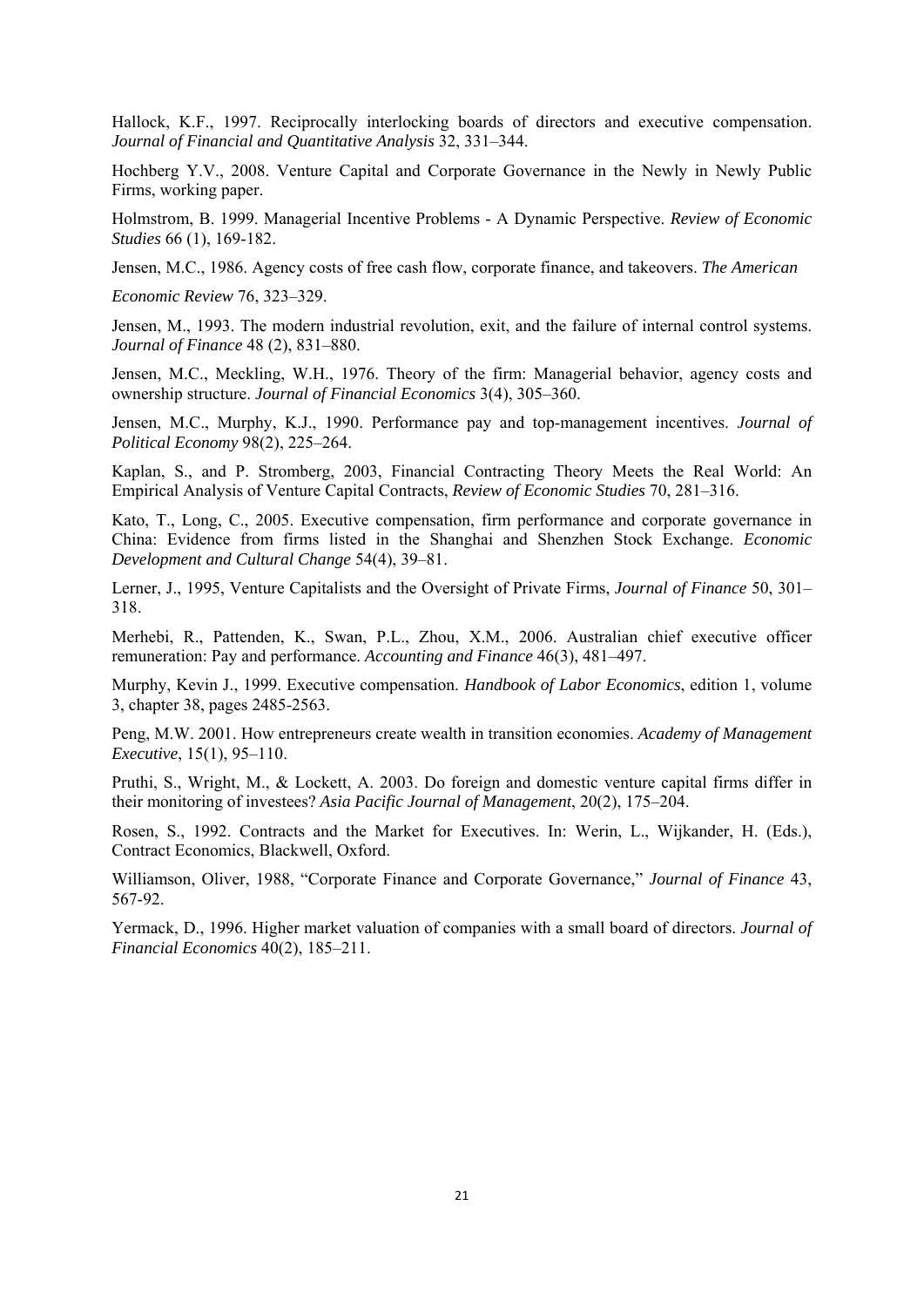Hallock, K.F., 1997. Reciprocally interlocking boards of directors and executive compensation. *Journal of Financial and Quantitative Analysis* 32, 331–344.

Hochberg Y.V., 2008. Venture Capital and Corporate Governance in the Newly in Newly Public Firms, working paper.

Holmstrom, B. 1999. Managerial Incentive Problems - A Dynamic Perspective. *Review of Economic Studies* 66 (1), 169-182.

Jensen, M.C., 1986. Agency costs of free cash flow, corporate finance, and takeovers. *The American Economic Review* 76, 323–329.

Jensen, M., 1993. The modern industrial revolution, exit, and the failure of internal control systems. *Journal of Finance* 48 (2), 831–880.

Jensen, M.C., Meckling, W.H., 1976. Theory of the firm: Managerial behavior, agency costs and ownership structure. *Journal of Financial Economics* 3(4), 305–360.

Jensen, M.C., Murphy, K.J., 1990. Performance pay and top-management incentives. *Journal of Political Economy* 98(2), 225–264.

Kaplan, S., and P. Stromberg, 2003, Financial Contracting Theory Meets the Real World: An Empirical Analysis of Venture Capital Contracts, *Review of Economic Studies* 70, 281–316.

Kato, T., Long, C., 2005. Executive compensation, firm performance and corporate governance in China: Evidence from firms listed in the Shanghai and Shenzhen Stock Exchange. *Economic Development and Cultural Change* 54(4), 39–81.

Lerner, J., 1995, Venture Capitalists and the Oversight of Private Firms, *Journal of Finance* 50, 301–318.

Merhebi, R., Pattenden, K., Swan, P.L., Zhou, X.M., 2006. Australian chief executive officer remuneration: Pay and performance. *Accounting and Finance* 46(3), 481–497.

Murphy, Kevin J., 1999. Executive compensation. *Handbook of Labor Economics*, edition 1, volume 3, chapter 38, pages 2485-2563.

Peng, M.W. 2001. How entrepreneurs create wealth in transition economies. *Academy of Management Executive*, 15(1), 95–110.

Pruthi, S., Wright, M., & Lockett, A. 2003. Do foreign and domestic venture capital firms differ in their monitoring of investees? *Asia Pacific Journal of Management*, 20(2), 175–204.

Rosen, S., 1992. Contracts and the Market for Executives. In: Werin, L., Wijkander, H. (Eds.), Contract Economics, Blackwell, Oxford.

Williamson, Oliver, 1988, "Corporate Finance and Corporate Governance," *Journal of Finance* 43, 567-92.

Yermack, D., 1996. Higher market valuation of companies with a small board of directors. *Journal of Financial Economics* 40(2), 185–211.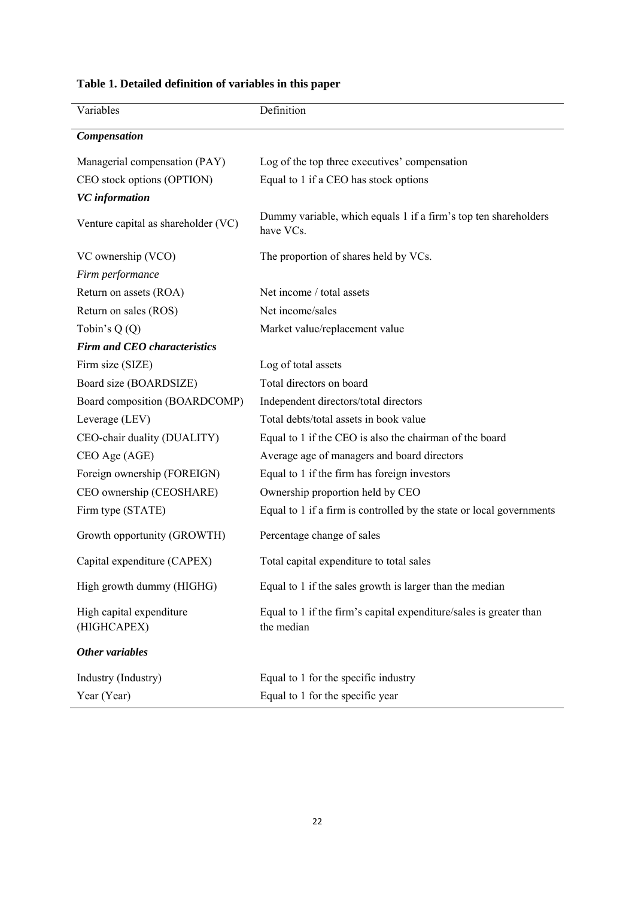**Table 1. Detailed definition of variables in this paper**

| Variables | Definition |
|---|---|
| ***Compensation*** | |
| Managerial compensation (PAY) | Log of the top three executives' compensation |
| CEO stock options (OPTION) | Equal to 1 if a CEO has stock options |
| ***VC information*** | |
| Venture capital as shareholder (VC) | Dummy variable, which equals 1 if a firm's top ten shareholders have VCs. |
| VC ownership (VCO) | The proportion of shares held by VCs. |
| *Firm performance* | |
| Return on assets (ROA) | Net income / total assets |
| Return on sales (ROS) | Net income/sales |
| Tobin's Q (Q) | Market value/replacement value |
| ***Firm and CEO characteristics*** | |
| Firm size (SIZE) | Log of total assets |
| Board size (BOARDSIZE) | Total directors on board |
| Board composition (BOARDCOMP) | Independent directors/total directors |
| Leverage (LEV) | Total debts/total assets in book value |
| CEO-chair duality (DUALITY) | Equal to 1 if the CEO is also the chairman of the board |
| CEO Age (AGE) | Average age of managers and board directors |
| Foreign ownership (FOREIGN) | Equal to 1 if the firm has foreign investors |
| CEO ownership (CEOSHARE) | Ownership proportion held by CEO |
| Firm type (STATE) | Equal to 1 if a firm is controlled by the state or local governments |
| Growth opportunity (GROWTH) | Percentage change of sales |
| Capital expenditure (CAPEX) | Total capital expenditure to total sales |
| High growth dummy (HIGHG) | Equal to 1 if the sales growth is larger than the median |
| High capital expenditure (HIGHCAPEX) | Equal to 1 if the firm's capital expenditure/sales is greater than the median |
| ***Other variables*** | |
| Industry (Industry) | Equal to 1 for the specific industry |
| Year (Year) | Equal to 1 for the specific year |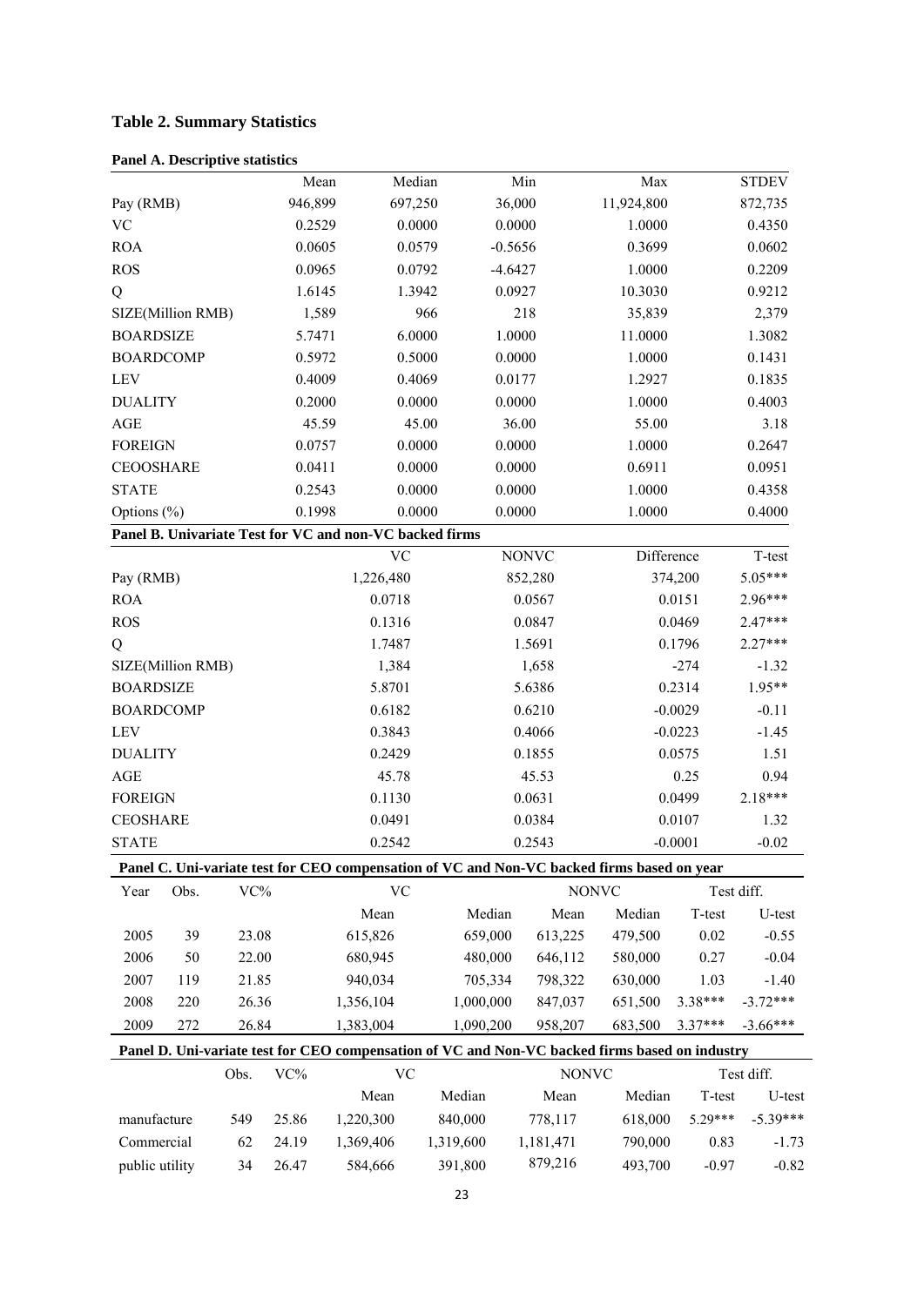# Table 2. Summary Statistics

**Panel A. Descriptive statistics**

| | Mean | Median | Min | Max | STDEV |
|---|---|---|---|---|---|
| Pay (RMB) | 946,899 | 697,250 | 36,000 | 11,924,800 | 872,735 |
| VC | 0.2529 | 0.0000 | 0.0000 | 1.0000 | 0.4350 |
| ROA | 0.0605 | 0.0579 | -0.5656 | 0.3699 | 0.0602 |
| ROS | 0.0965 | 0.0792 | -4.6427 | 1.0000 | 0.2209 |
| Q | 1.6145 | 1.3942 | 0.0927 | 10.3030 | 0.9212 |
| SIZE(Million RMB) | 1,589 | 966 | 218 | 35,839 | 2,379 |
| BOARDSIZE | 5.7471 | 6.0000 | 1.0000 | 11.0000 | 1.3082 |
| BOARDCOMP | 0.5972 | 0.5000 | 0.0000 | 1.0000 | 0.1431 |
| LEV | 0.4009 | 0.4069 | 0.0177 | 1.2927 | 0.1835 |
| DUALITY | 0.2000 | 0.0000 | 0.0000 | 1.0000 | 0.4003 |
| AGE | 45.59 | 45.00 | 36.00 | 55.00 | 3.18 |
| FOREIGN | 0.0757 | 0.0000 | 0.0000 | 1.0000 | 0.2647 |
| CEOOSHARE | 0.0411 | 0.0000 | 0.0000 | 0.6911 | 0.0951 |
| STATE | 0.2543 | 0.0000 | 0.0000 | 1.0000 | 0.4358 |
| Options (%) | 0.1998 | 0.0000 | 0.0000 | 1.0000 | 0.4000 |

**Panel B. Univariate Test for VC and non-VC backed firms**

| | VC | NONVC | Difference | T-test |
|---|---|---|---|---|
| Pay (RMB) | 1,226,480 | 852,280 | 374,200 | 5.05*** |
| ROA | 0.0718 | 0.0567 | 0.0151 | 2.96*** |
| ROS | 0.1316 | 0.0847 | 0.0469 | 2.47*** |
| Q | 1.7487 | 1.5691 | 0.1796 | 2.27*** |
| SIZE(Million RMB) | 1,384 | 1,658 | -274 | -1.32 |
| BOARDSIZE | 5.8701 | 5.6386 | 0.2314 | 1.95** |
| BOARDCOMP | 0.6182 | 0.6210 | -0.0029 | -0.11 |
| LEV | 0.3843 | 0.4066 | -0.0223 | -1.45 |
| DUALITY | 0.2429 | 0.1855 | 0.0575 | 1.51 |
| AGE | 45.78 | 45.53 | 0.25 | 0.94 |
| FOREIGN | 0.1130 | 0.0631 | 0.0499 | 2.18*** |
| CEOSHARE | 0.0491 | 0.0384 | 0.0107 | 1.32 |
| STATE | 0.2542 | 0.2543 | -0.0001 | -0.02 |

**Panel C. Uni-variate test for CEO compensation of VC and Non-VC backed firms based on year**

| Year | Obs. | VC% | VC | | NONVC | | Test diff. | |
|---|---|---|---|---|---|---|---|---|
| | | | Mean | Median | Mean | Median | T-test | U-test |
| 2005 | 39 | 23.08 | 615,826 | 659,000 | 613,225 | 479,500 | 0.02 | -0.55 |
| 2006 | 50 | 22.00 | 680,945 | 480,000 | 646,112 | 580,000 | 0.27 | -0.04 |
| 2007 | 119 | 21.85 | 940,034 | 705,334 | 798,322 | 630,000 | 1.03 | -1.40 |
| 2008 | 220 | 26.36 | 1,356,104 | 1,000,000 | 847,037 | 651,500 | 3.38*** | -3.72*** |
| 2009 | 272 | 26.84 | 1,383,004 | 1,090,200 | 958,207 | 683,500 | 3.37*** | -3.66*** |

**Panel D. Uni-variate test for CEO compensation of VC and Non-VC backed firms based on industry**

| | Obs. | VC% | VC | | NONVC | | Test diff. | |
|---|---|---|---|---|---|---|---|---|
| | | | Mean | Median | Mean | Median | T-test | U-test |
| manufacture | 549 | 25.86 | 1,220,300 | 840,000 | 778,117 | 618,000 | 5.29*** | -5.39*** |
| Commercial | 62 | 24.19 | 1,369,406 | 1,319,600 | 1,181,471 | 790,000 | 0.83 | -1.73 |
| public utility | 34 | 26.47 | 584,666 | 391,800 | 879,216 | 493,700 | -0.97 | -0.82 |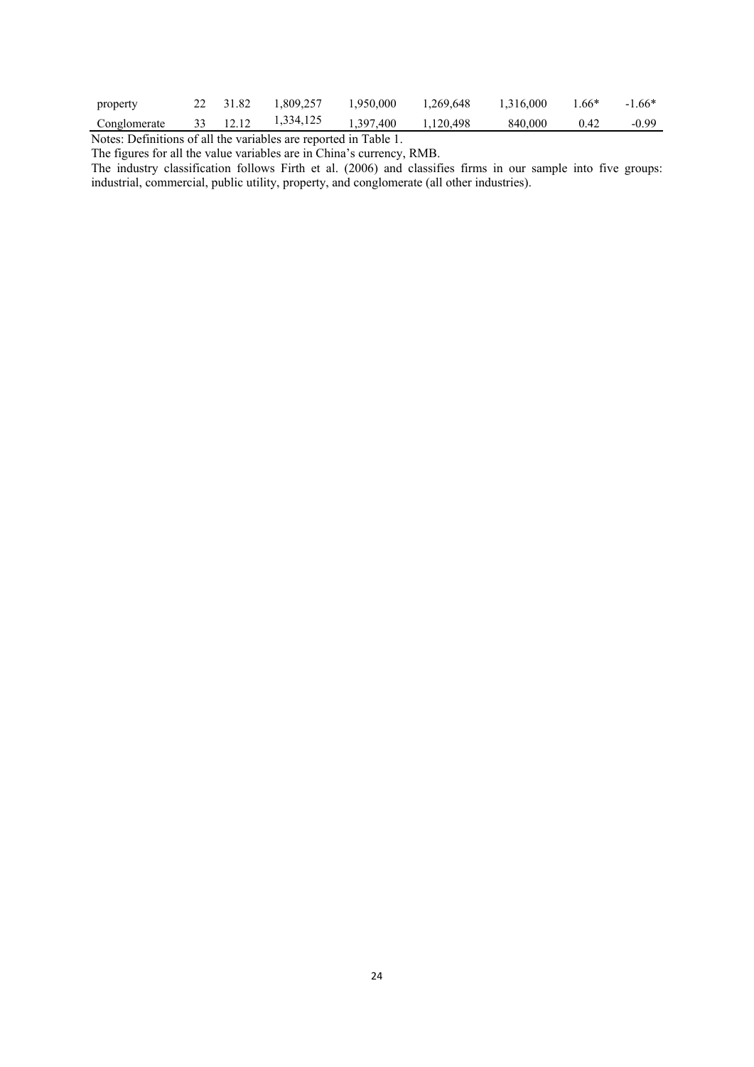| | | | | | | | | |
|---|---|---|---|---|---|---|---|---|
| property | 22 | 31.82 | 1,809,257 | 1,950,000 | 1,269,648 | 1,316,000 | 1.66* | -1.66* |
| Conglomerate | 33 | 12.12 | 1,334,125 | 1,397,400 | 1,120,498 | 840,000 | 0.42 | -0.99 |

Notes: Definitions of all the variables are reported in Table 1.

The figures for all the value variables are in China's currency, RMB.

The industry classification follows Firth et al. (2006) and classifies firms in our sample into five groups: industrial, commercial, public utility, property, and conglomerate (all other industries).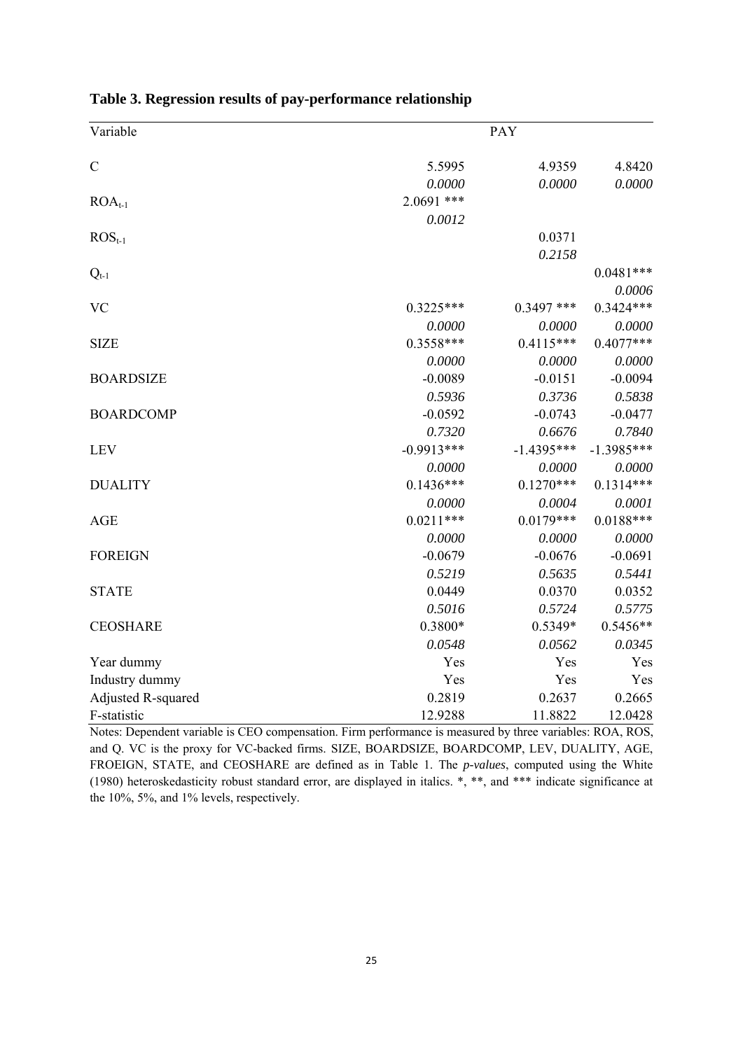**Table 3. Regression results of pay-performance relationship**

| Variable | PAY | | |
|---|---|---|---|
| C | 5.5995 | 4.9359 | 4.8420 |
| | *0.0000* | *0.0000* | *0.0000* |
| $ROA_{t-1}$ | 2.0691 *** | | |
| | *0.0012* | | |
| $ROS_{t-1}$ | | 0.0371 | |
| | | *0.2158* | |
| $Q_{t-1}$ | | | 0.0481*** |
| | | | *0.0006* |
| VC | 0.3225*** | 0.3497 *** | 0.3424*** |
| | *0.0000* | *0.0000* | *0.0000* |
| SIZE | 0.3558*** | 0.4115*** | 0.4077*** |
| | *0.0000* | *0.0000* | *0.0000* |
| BOARDSIZE | -0.0089 | -0.0151 | -0.0094 |
| | *0.5936* | *0.3736* | *0.5838* |
| BOARDCOMP | -0.0592 | -0.0743 | -0.0477 |
| | *0.7320* | *0.6676* | *0.7840* |
| LEV | -0.9913*** | -1.4395*** | -1.3985*** |
| | *0.0000* | *0.0000* | *0.0000* |
| DUALITY | 0.1436*** | 0.1270*** | 0.1314*** |
| | *0.0000* | *0.0004* | *0.0001* |
| AGE | 0.0211*** | 0.0179*** | 0.0188*** |
| | *0.0000* | *0.0000* | *0.0000* |
| FOREIGN | -0.0679 | -0.0676 | -0.0691 |
| | *0.5219* | *0.5635* | *0.5441* |
| STATE | 0.0449 | 0.0370 | 0.0352 |
| | *0.5016* | *0.5724* | *0.5775* |
| CEOSHARE | 0.3800* | 0.5349* | 0.5456** |
| | *0.0548* | *0.0562* | *0.0345* |
| Year dummy | Yes | Yes | Yes |
| Industry dummy | Yes | Yes | Yes |
| Adjusted R-squared | 0.2819 | 0.2637 | 0.2665 |
| F-statistic | 12.9288 | 11.8822 | 12.0428 |

Notes: Dependent variable is CEO compensation. Firm performance is measured by three variables: ROA, ROS, and Q. VC is the proxy for VC-backed firms. SIZE, BOARDSIZE, BOARDCOMP, LEV, DUALITY, AGE, FROEIGN, STATE, and CEOSHARE are defined as in Table 1. The *p-values*, computed using the White (1980) heteroskedasticity robust standard error, are displayed in italics. *, **, and *** indicate significance at the 10%, 5%, and 1% levels, respectively.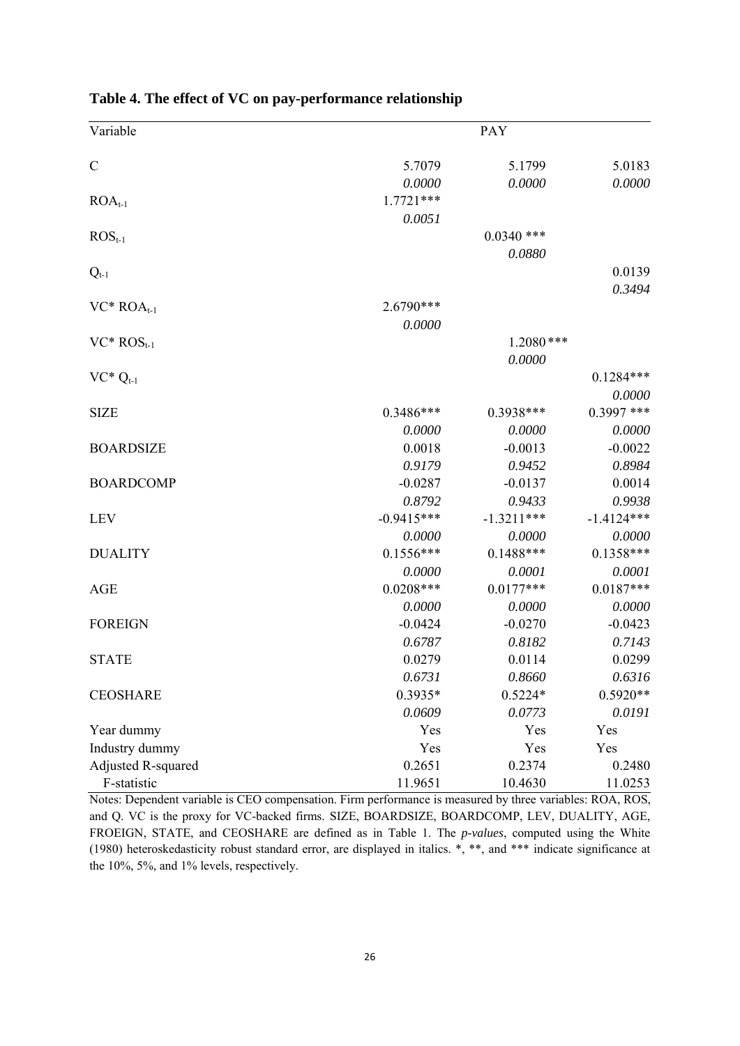**Table 4. The effect of VC on pay-performance relationship**

| Variable | PAY | | |
|---|---|---|---|
| C | 5.7079 | 5.1799 | 5.0183 |
| | *0.0000* | *0.0000* | *0.0000* |
| $ROA_{t-1}$ | 1.7721*** | | |
| | *0.0051* | | |
| $ROS_{t-1}$ | | 0.0340 *** | |
| | | *0.0880* | |
| $Q_{t-1}$ | | | 0.0139 |
| | | | *0.3494* |
| VC* $ROA_{t-1}$ | 2.6790*** | | |
| | *0.0000* | | |
| VC* $ROS_{t-1}$ | | 1.2080*** | |
| | | *0.0000* | |
| VC* $Q_{t-1}$ | | | 0.1284*** |
| | | | *0.0000* |
| SIZE | 0.3486*** | 0.3938*** | 0.3997 *** |
| | *0.0000* | *0.0000* | *0.0000* |
| BOARDSIZE | 0.0018 | -0.0013 | -0.0022 |
| | *0.9179* | *0.9452* | *0.8984* |
| BOARDCOMP | -0.0287 | -0.0137 | 0.0014 |
| | *0.8792* | *0.9433* | *0.9938* |
| LEV | -0.9415*** | -1.3211*** | -1.4124*** |
| | *0.0000* | *0.0000* | *0.0000* |
| DUALITY | 0.1556*** | 0.1488*** | 0.1358*** |
| | *0.0000* | *0.0001* | *0.0001* |
| AGE | 0.0208*** | 0.0177*** | 0.0187*** |
| | *0.0000* | *0.0000* | *0.0000* |
| FOREIGN | -0.0424 | -0.0270 | -0.0423 |
| | *0.6787* | *0.8182* | *0.7143* |
| STATE | 0.0279 | 0.0114 | 0.0299 |
| | *0.6731* | *0.8660* | *0.6316* |
| CEOSHARE | 0.3935* | 0.5224* | 0.5920** |
| | *0.0609* | *0.0773* | *0.0191* |
| Year dummy | Yes | Yes | Yes |
| Industry dummy | Yes | Yes | Yes |
| Adjusted R-squared | 0.2651 | 0.2374 | 0.2480 |
| F-statistic | 11.9651 | 10.4630 | 11.0253 |

Notes: Dependent variable is CEO compensation. Firm performance is measured by three variables: ROA, ROS, and Q. VC is the proxy for VC-backed firms. SIZE, BOARDSIZE, BOARDCOMP, LEV, DUALITY, AGE, FROEIGN, STATE, and CEOSHARE are defined as in Table 1. The *p-values*, computed using the White (1980) heteroskedasticity robust standard error, are displayed in italics. *, **, and *** indicate significance at the 10%, 5%, and 1% levels, respectively.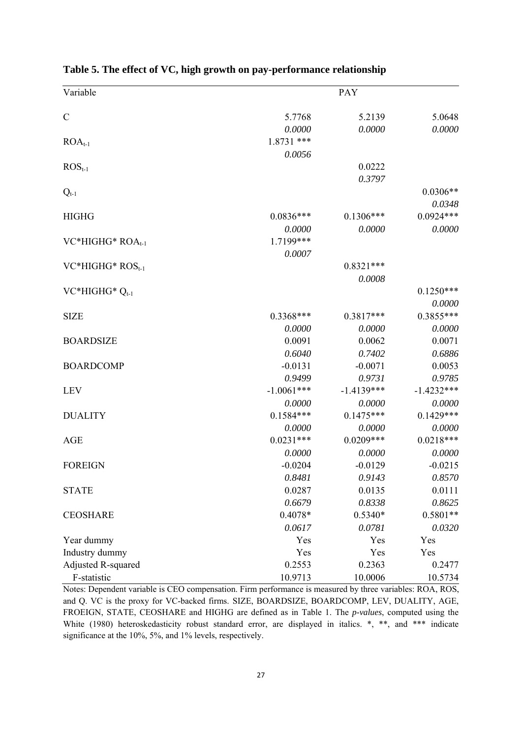**Table 5. The effect of VC, high growth on pay-performance relationship**

| Variable | PAY | | |
|---|---|---|---|
| C | 5.7768 | 5.2139 | 5.0648 |
| | *0.0000* | *0.0000* | *0.0000* |
| $ROA_{t-1}$ | 1.8731 *** | | |
| | *0.0056* | | |
| $ROS_{t-1}$ | | 0.0222 | |
| | | *0.3797* | |
| $Q_{t-1}$ | | | 0.0306** |
| | | | *0.0348* |
| HIGHG | 0.0836*** | 0.1306*** | 0.0924*** |
| | *0.0000* | *0.0000* | *0.0000* |
| VC*HIGHG* $ROA_{t-1}$ | 1.7199*** | | |
| | *0.0007* | | |
| VC*HIGHG* $ROS_{t-1}$ | | 0.8321*** | |
| | | *0.0008* | |
| VC*HIGHG* $Q_{t-1}$ | | | 0.1250*** |
| | | | *0.0000* |
| SIZE | 0.3368*** | 0.3817*** | 0.3855*** |
| | *0.0000* | *0.0000* | *0.0000* |
| BOARDSIZE | 0.0091 | 0.0062 | 0.0071 |
| | *0.6040* | *0.7402* | *0.6886* |
| BOARDCOMP | -0.0131 | -0.0071 | 0.0053 |
| | *0.9499* | *0.9731* | *0.9785* |
| LEV | -1.0061*** | -1.4139*** | -1.4232*** |
| | *0.0000* | *0.0000* | *0.0000* |
| DUALITY | 0.1584*** | 0.1475*** | 0.1429*** |
| | *0.0000* | *0.0000* | *0.0000* |
| AGE | 0.0231*** | 0.0209*** | 0.0218*** |
| | *0.0000* | *0.0000* | *0.0000* |
| FOREIGN | -0.0204 | -0.0129 | -0.0215 |
| | *0.8481* | *0.9143* | *0.8570* |
| STATE | 0.0287 | 0.0135 | 0.0111 |
| | *0.6679* | *0.8338* | *0.8625* |
| CEOSHARE | 0.4078* | 0.5340* | 0.5801** |
| | *0.0617* | *0.0781* | *0.0320* |
| Year dummy | Yes | Yes | Yes |
| Industry dummy | Yes | Yes | Yes |
| Adjusted R-squared | 0.2553 | 0.2363 | 0.2477 |
| F-statistic | 10.9713 | 10.0006 | 10.5734 |

Notes: Dependent variable is CEO compensation. Firm performance is measured by three variables: ROA, ROS, and Q. VC is the proxy for VC-backed firms. SIZE, BOARDSIZE, BOARDCOMP, LEV, DUALITY, AGE, FROEIGN, STATE, CEOSHARE and HIGHG are defined as in Table 1. The *p-values*, computed using the White (1980) heteroskedasticity robust standard error, are displayed in italics. *, **, and *** indicate significance at the 10%, 5%, and 1% levels, respectively.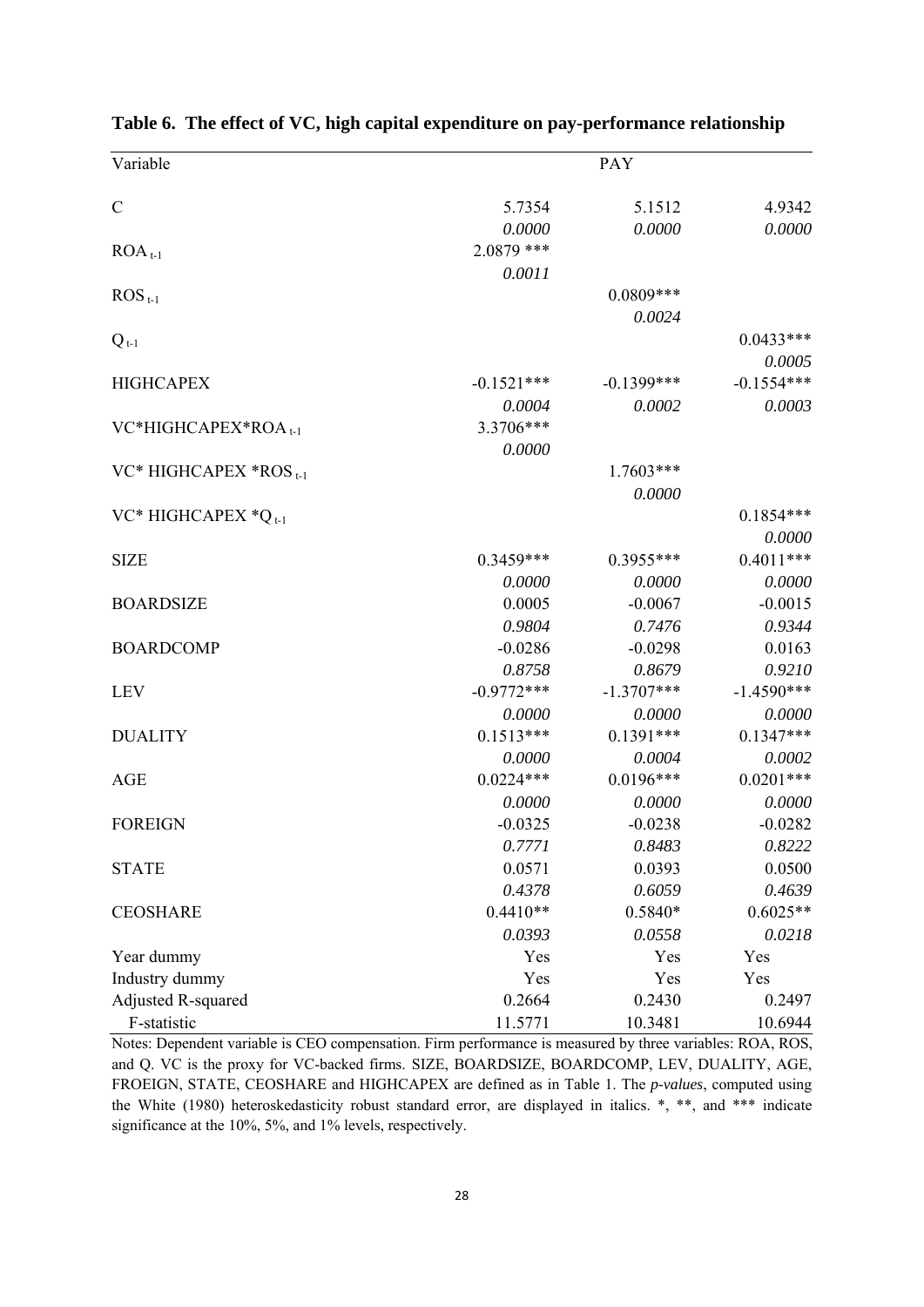**Table 6. The effect of VC, high capital expenditure on pay-performance relationship**

| Variable | PAY | | |
|---|---|---|---|
| C | 5.7354 | 5.1512 | 4.9342 |
| | *0.0000* | *0.0000* | *0.0000* |
| $ROA_{t-1}$ | 2.0879 *** | | |
| | *0.0011* | | |
| $ROS_{t-1}$ | | 0.0809*** | |
| | | *0.0024* | |
| $Q_{t-1}$ | | | 0.0433*** |
| | | | *0.0005* |
| HIGHCAPEX | -0.1521*** | -0.1399*** | -0.1554*** |
| | *0.0004* | *0.0002* | *0.0003* |
| VC*HIGHCAPEX*$ROA_{t-1}$ | 3.3706*** | | |
| | *0.0000* | | |
| VC* HIGHCAPEX *$ROS_{t-1}$ | | 1.7603*** | |
| | | *0.0000* | |
| VC* HIGHCAPEX *$Q_{t-1}$ | | | 0.1854*** |
| | | | *0.0000* |
| SIZE | 0.3459*** | 0.3955*** | 0.4011*** |
| | *0.0000* | *0.0000* | *0.0000* |
| BOARDSIZE | 0.0005 | -0.0067 | -0.0015 |
| | *0.9804* | *0.7476* | *0.9344* |
| BOARDCOMP | -0.0286 | -0.0298 | 0.0163 |
| | *0.8758* | *0.8679* | *0.9210* |
| LEV | -0.9772*** | -1.3707*** | -1.4590*** |
| | *0.0000* | *0.0000* | *0.0000* |
| DUALITY | 0.1513*** | 0.1391*** | 0.1347*** |
| | *0.0000* | *0.0004* | *0.0002* |
| AGE | 0.0224*** | 0.0196*** | 0.0201*** |
| | *0.0000* | *0.0000* | *0.0000* |
| FOREIGN | -0.0325 | -0.0238 | -0.0282 |
| | *0.7771* | *0.8483* | *0.8222* |
| STATE | 0.0571 | 0.0393 | 0.0500 |
| | *0.4378* | *0.6059* | *0.4639* |
| CEOSHARE | 0.4410** | 0.5840* | 0.6025** |
| | *0.0393* | *0.0558* | *0.0218* |
| Year dummy | Yes | Yes | Yes |
| Industry dummy | Yes | Yes | Yes |
| Adjusted R-squared | 0.2664 | 0.2430 | 0.2497 |
| F-statistic | 11.5771 | 10.3481 | 10.6944 |

Notes: Dependent variable is CEO compensation. Firm performance is measured by three variables: ROA, ROS, and Q. VC is the proxy for VC-backed firms. SIZE, BOARDSIZE, BOARDCOMP, LEV, DUALITY, AGE, FROEIGN, STATE, CEOSHARE and HIGHCAPEX are defined as in Table 1. The *p-values*, computed using the White (1980) heteroskedasticity robust standard error, are displayed in italics. *, **, and *** indicate significance at the 10%, 5%, and 1% levels, respectively.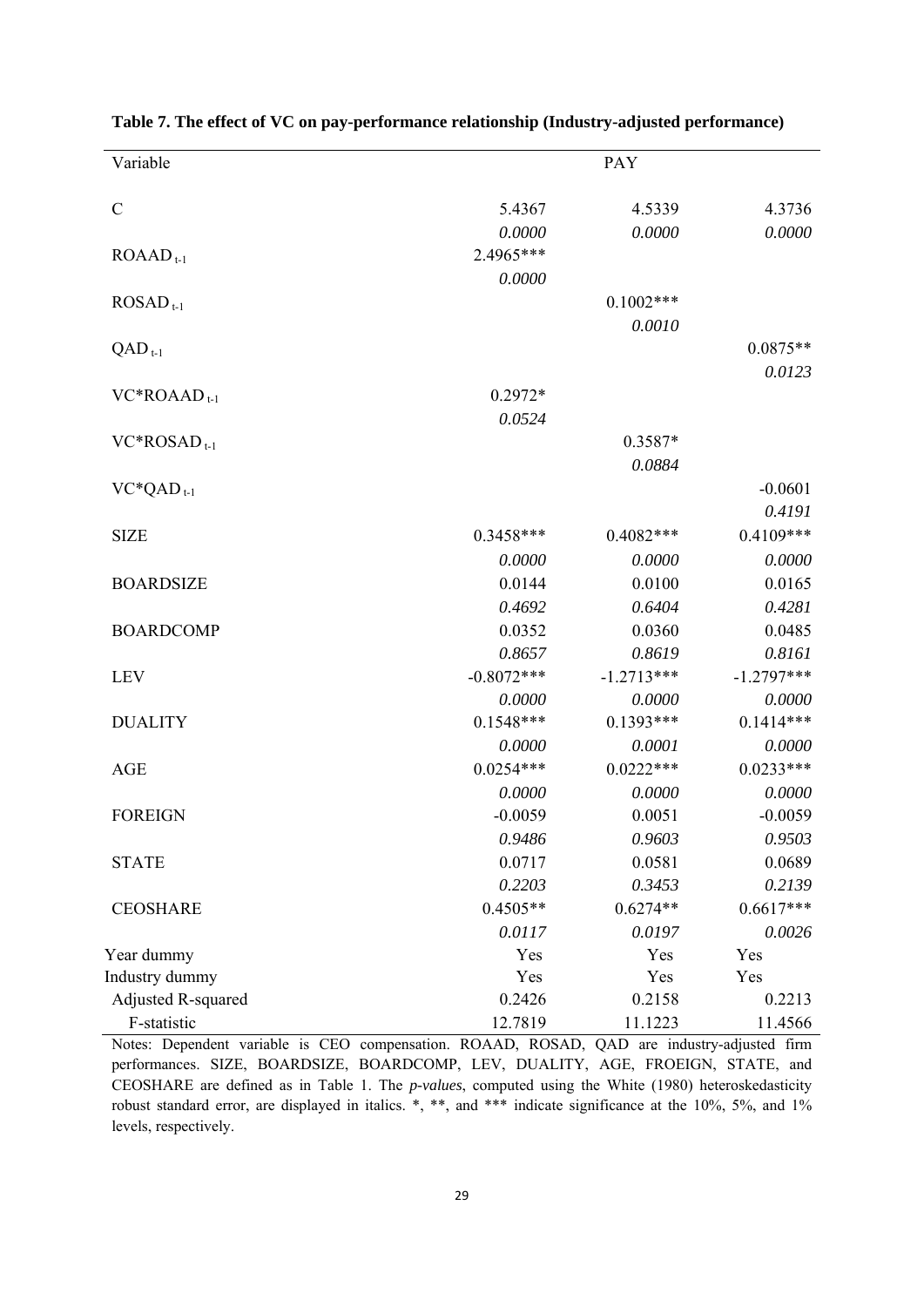**Table 7. The effect of VC on pay-performance relationship (Industry-adjusted performance)**

| Variable | PAY | | |
|---|---|---|---|
| C | 5.4367 | 4.5339 | 4.3736 |
| | *0.0000* | *0.0000* | *0.0000* |
| $ROAAD_{t-1}$ | 2.4965*** | | |
| | *0.0000* | | |
| $ROSAD_{t-1}$ | | 0.1002*** | |
| | | *0.0010* | |
| $QAD_{t-1}$ | | | 0.0875** |
| | | | *0.0123* |
| $VC*ROAAD_{t-1}$ | 0.2972* | | |
| | *0.0524* | | |
| $VC*ROSAD_{t-1}$ | | 0.3587* | |
| | | *0.0884* | |
| $VC*QAD_{t-1}$ | | | -0.0601 |
| | | | *0.4191* |
| SIZE | 0.3458*** | 0.4082*** | 0.4109*** |
| | *0.0000* | *0.0000* | *0.0000* |
| BOARDSIZE | 0.0144 | 0.0100 | 0.0165 |
| | *0.4692* | *0.6404* | *0.4281* |
| BOARDCOMP | 0.0352 | 0.0360 | 0.0485 |
| | *0.8657* | *0.8619* | *0.8161* |
| LEV | -0.8072*** | -1.2713*** | -1.2797*** |
| | *0.0000* | *0.0000* | *0.0000* |
| DUALITY | 0.1548*** | 0.1393*** | 0.1414*** |
| | *0.0000* | *0.0001* | *0.0000* |
| AGE | 0.0254*** | 0.0222*** | 0.0233*** |
| | *0.0000* | *0.0000* | *0.0000* |
| FOREIGN | -0.0059 | 0.0051 | -0.0059 |
| | *0.9486* | *0.9603* | *0.9503* |
| STATE | 0.0717 | 0.0581 | 0.0689 |
| | *0.2203* | *0.3453* | *0.2139* |
| CEOSHARE | 0.4505** | 0.6274** | 0.6617*** |
| | *0.0117* | *0.0197* | *0.0026* |
| Year dummy | Yes | Yes | Yes |
| Industry dummy | Yes | Yes | Yes |
| Adjusted R-squared | 0.2426 | 0.2158 | 0.2213 |
| F-statistic | 12.7819 | 11.1223 | 11.4566 |

Notes: Dependent variable is CEO compensation. ROAAD, ROSAD, QAD are industry-adjusted firm performances. SIZE, BOARDSIZE, BOARDCOMP, LEV, DUALITY, AGE, FROEIGN, STATE, and CEOSHARE are defined as in Table 1. The *p-values*, computed using the White (1980) heteroskedasticity robust standard error, are displayed in italics. *, **, and *** indicate significance at the 10%, 5%, and 1% levels, respectively.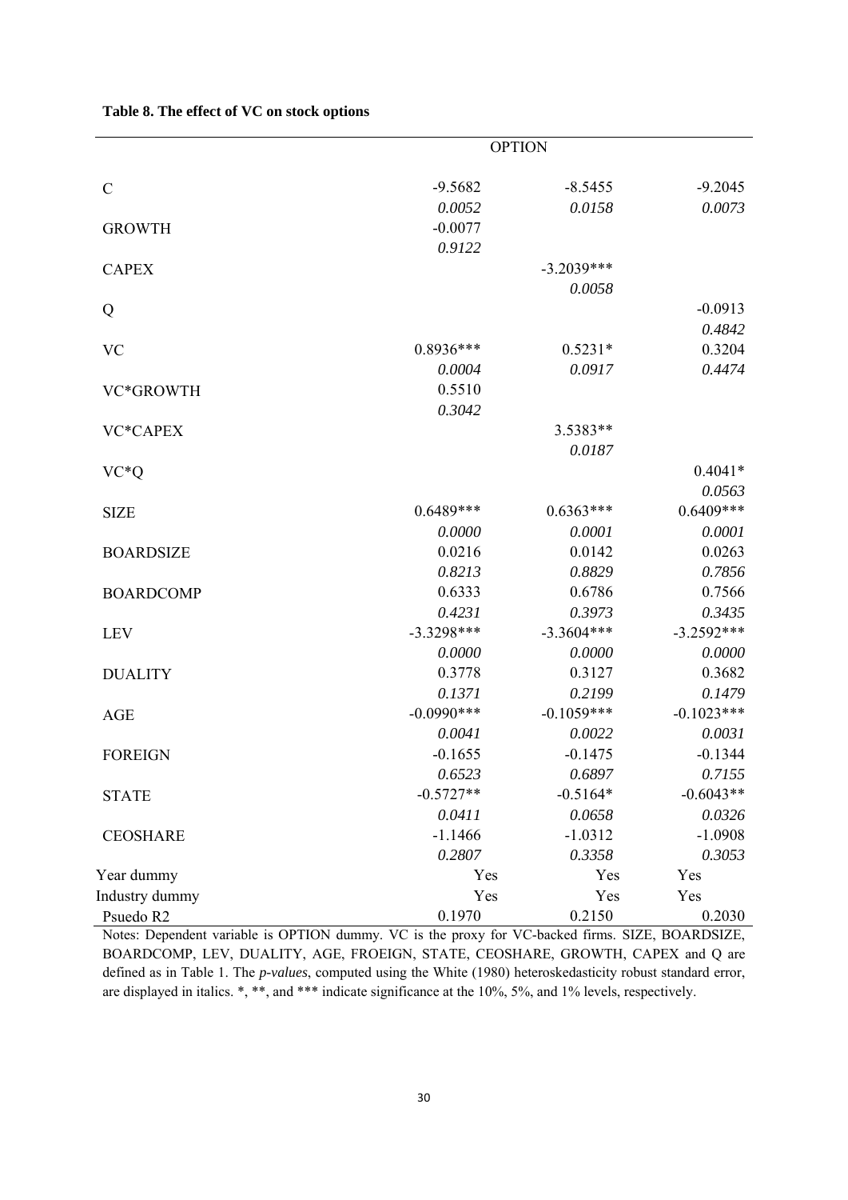**Table 8. The effect of VC on stock options**

| | OPTION | | |
|---|---|---|---|
| C | -9.5682 | -8.5455 | -9.2045 |
| | *0.0052* | *0.0158* | *0.0073* |
| GROWTH | -0.0077 | | |
| | *0.9122* | | |
| CAPEX | | -3.2039*** | |
| | | *0.0058* | |
| Q | | | -0.0913 |
| | | | *0.4842* |
| VC | 0.8936*** | 0.5231* | 0.3204 |
| | *0.0004* | *0.0917* | *0.4474* |
| VC*GROWTH | 0.5510 | | |
| | *0.3042* | | |
| VC*CAPEX | | 3.5383** | |
| | | *0.0187* | |
| VC*Q | | | 0.4041* |
| | | | *0.0563* |
| SIZE | 0.6489*** | 0.6363*** | 0.6409*** |
| | *0.0000* | *0.0001* | *0.0001* |
| BOARDSIZE | 0.0216 | 0.0142 | 0.0263 |
| | *0.8213* | *0.8829* | *0.7856* |
| BOARDCOMP | 0.6333 | 0.6786 | 0.7566 |
| | *0.4231* | *0.3973* | *0.3435* |
| LEV | -3.3298*** | -3.3604*** | -3.2592*** |
| | *0.0000* | *0.0000* | *0.0000* |
| DUALITY | 0.3778 | 0.3127 | 0.3682 |
| | *0.1371* | *0.2199* | *0.1479* |
| AGE | -0.0990*** | -0.1059*** | -0.1023*** |
| | *0.0041* | *0.0022* | *0.0031* |
| FOREIGN | -0.1655 | -0.1475 | -0.1344 |
| | *0.6523* | *0.6897* | *0.7155* |
| STATE | -0.5727** | -0.5164* | -0.6043** |
| | *0.0411* | *0.0658* | *0.0326* |
| CEOSHARE | -1.1466 | -1.0312 | -1.0908 |
| | *0.2807* | *0.3358* | *0.3053* |
| Year dummy | Yes | Yes | Yes |
| Industry dummy | Yes | Yes | Yes |
| Psuedo R2 | 0.1970 | 0.2150 | 0.2030 |

Notes: Dependent variable is OPTION dummy. VC is the proxy for VC-backed firms. SIZE, BOARDSIZE, BOARDCOMP, LEV, DUALITY, AGE, FROEIGN, STATE, CEOSHARE, GROWTH, CAPEX and Q are defined as in Table 1. The *p-values*, computed using the White (1980) heteroskedasticity robust standard error, are displayed in italics. *, **, and *** indicate significance at the 10%, 5%, and 1% levels, respectively.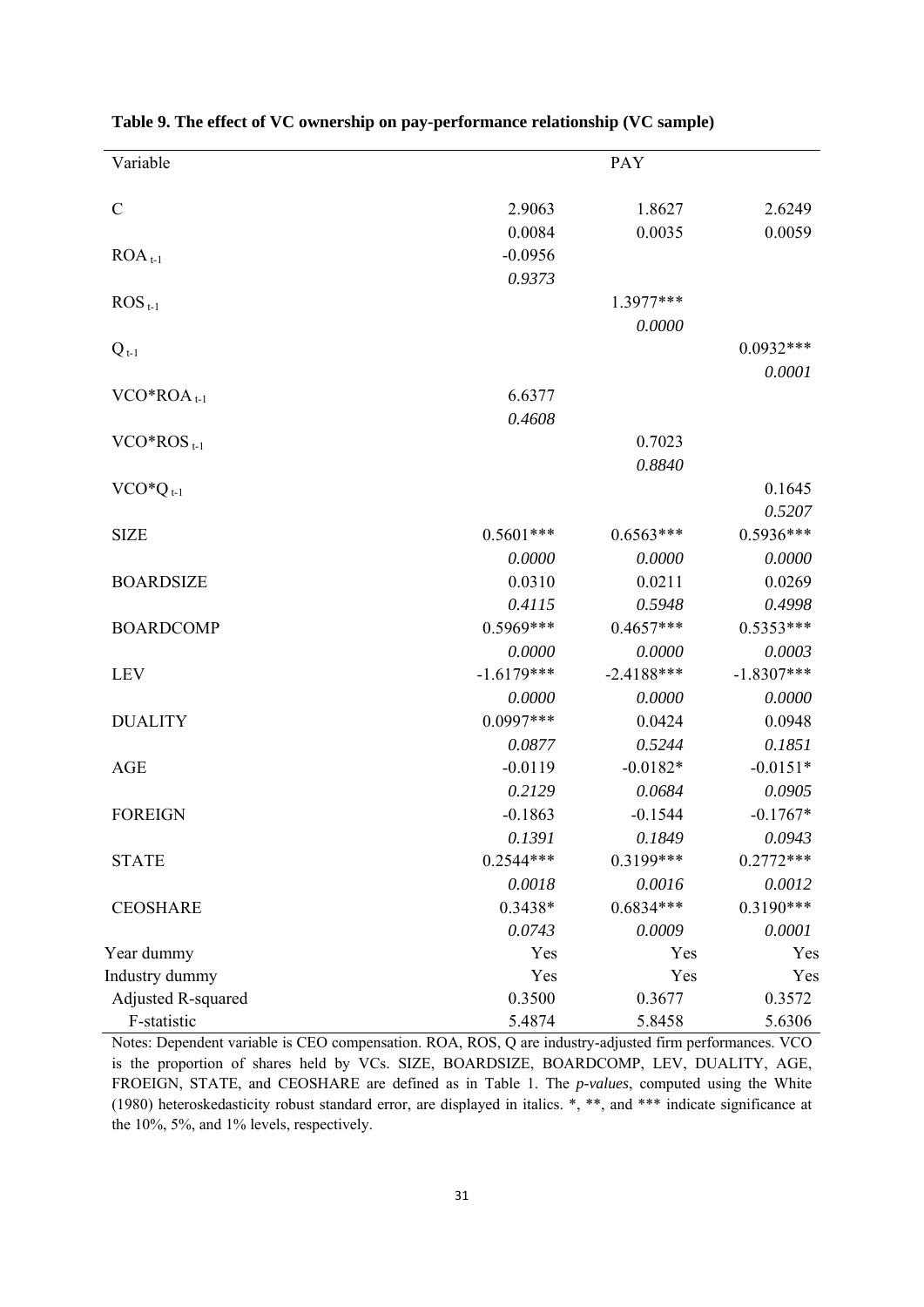**Table 9. The effect of VC ownership on pay-performance relationship (VC sample)**

| Variable | PAY | | |
|---|---|---|---|
| C | 2.9063 | 1.8627 | 2.6249 |
| | 0.0084 | 0.0035 | 0.0059 |
| ROA $_{t-1}$ | -0.0956 | | |
| | *0.9373* | | |
| ROS $_{t-1}$ | | 1.3977*** | |
| | | *0.0000* | |
| Q $_{t-1}$ | | | 0.0932*** |
| | | | *0.0001* |
| VCO*ROA $_{t-1}$ | 6.6377 | | |
| | *0.4608* | | |
| VCO*ROS $_{t-1}$ | | 0.7023 | |
| | | *0.8840* | |
| VCO*Q $_{t-1}$ | | | 0.1645 |
| | | | *0.5207* |
| SIZE | 0.5601*** | 0.6563*** | 0.5936*** |
| | *0.0000* | *0.0000* | *0.0000* |
| BOARDSIZE | 0.0310 | 0.0211 | 0.0269 |
| | *0.4115* | *0.5948* | *0.4998* |
| BOARDCOMP | 0.5969*** | 0.4657*** | 0.5353*** |
| | *0.0000* | *0.0000* | *0.0003* |
| LEV | -1.6179*** | -2.4188*** | -1.8307*** |
| | *0.0000* | *0.0000* | *0.0000* |
| DUALITY | 0.0997*** | 0.0424 | 0.0948 |
| | *0.0877* | *0.5244* | *0.1851* |
| AGE | -0.0119 | -0.0182* | -0.0151* |
| | *0.2129* | *0.0684* | *0.0905* |
| FOREIGN | -0.1863 | -0.1544 | -0.1767* |
| | *0.1391* | *0.1849* | *0.0943* |
| STATE | 0.2544*** | 0.3199*** | 0.2772*** |
| | *0.0018* | *0.0016* | *0.0012* |
| CEOSHARE | 0.3438* | 0.6834*** | 0.3190*** |
| | *0.0743* | *0.0009* | *0.0001* |
| Year dummy | Yes | Yes | Yes |
| Industry dummy | Yes | Yes | Yes |
| Adjusted R-squared | 0.3500 | 0.3677 | 0.3572 |
| F-statistic | 5.4874 | 5.8458 | 5.6306 |

Notes: Dependent variable is CEO compensation. ROA, ROS, Q are industry-adjusted firm performances. VCO is the proportion of shares held by VCs. SIZE, BOARDSIZE, BOARDCOMP, LEV, DUALITY, AGE, FROEIGN, STATE, and CEOSHARE are defined as in Table 1. The *p-values*, computed using the White (1980) heteroskedasticity robust standard error, are displayed in italics. *, **, and *** indicate significance at the 10%, 5%, and 1% levels, respectively.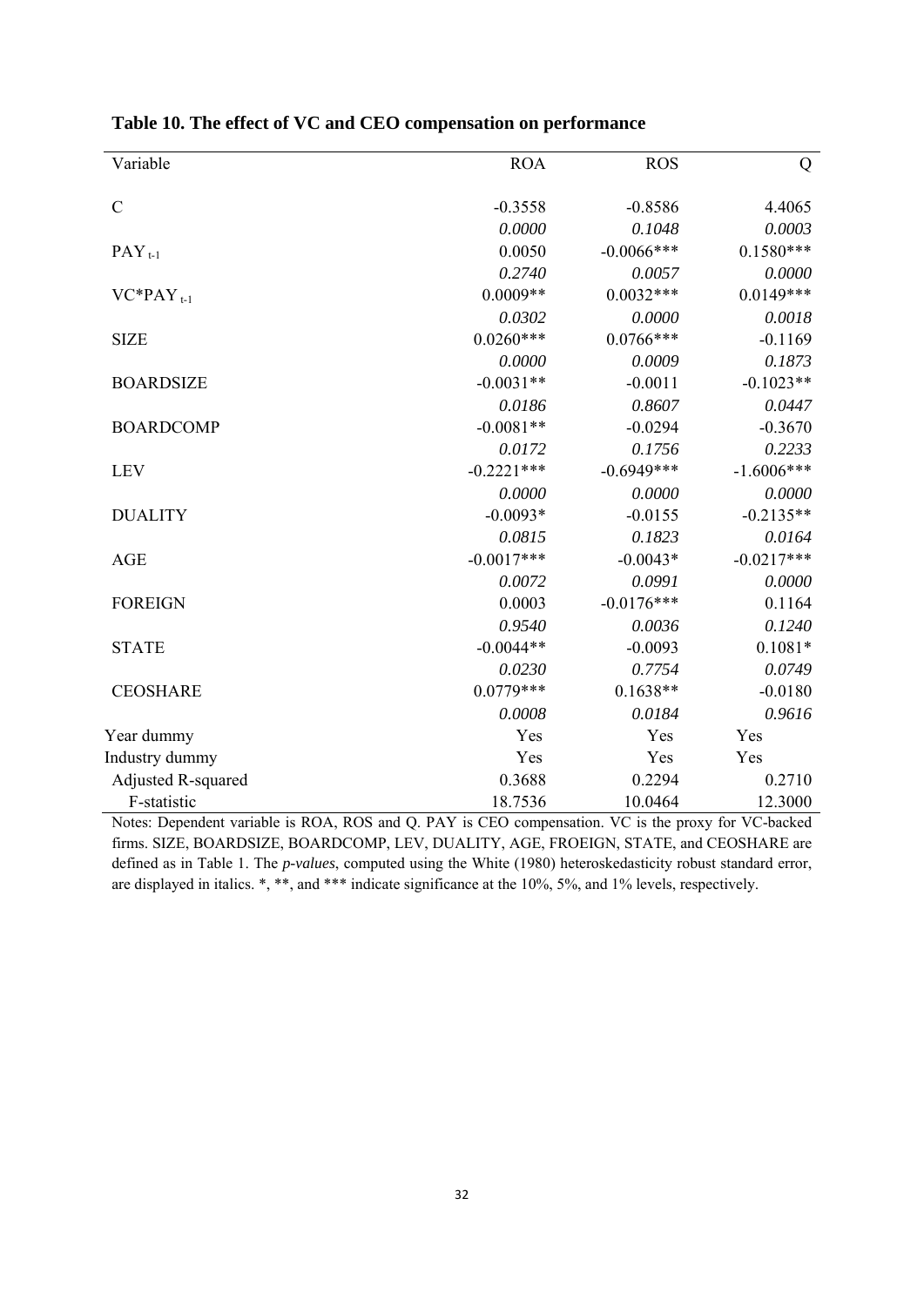**Table 10. The effect of VC and CEO compensation on performance**

| Variable | ROA | ROS | Q |
|---|---|---|---|
| C | -0.3558 | -0.8586 | 4.4065 |
| | *0.0000* | *0.1048* | *0.0003* |
| $PAY_{t-1}$ | 0.0050 | -0.0066*** | 0.1580*** |
| | *0.2740* | *0.0057* | *0.0000* |
| $VC{*}PAY_{t-1}$ | 0.0009** | 0.0032*** | 0.0149*** |
| | *0.0302* | *0.0000* | *0.0018* |
| SIZE | 0.0260*** | 0.0766*** | -0.1169 |
| | *0.0000* | *0.0009* | *0.1873* |
| BOARDSIZE | -0.0031** | -0.0011 | -0.1023** |
| | *0.0186* | *0.8607* | *0.0447* |
| BOARDCOMP | -0.0081** | -0.0294 | -0.3670 |
| | *0.0172* | *0.1756* | *0.2233* |
| LEV | -0.2221*** | -0.6949*** | -1.6006*** |
| | *0.0000* | *0.0000* | *0.0000* |
| DUALITY | -0.0093* | -0.0155 | -0.2135** |
| | *0.0815* | *0.1823* | *0.0164* |
| AGE | -0.0017*** | -0.0043* | -0.0217*** |
| | *0.0072* | *0.0991* | *0.0000* |
| FOREIGN | 0.0003 | -0.0176*** | 0.1164 |
| | *0.9540* | *0.0036* | *0.1240* |
| STATE | -0.0044** | -0.0093 | 0.1081* |
| | *0.0230* | *0.7754* | *0.0749* |
| CEOSHARE | 0.0779*** | 0.1638** | -0.0180 |
| | *0.0008* | *0.0184* | *0.9616* |
| Year dummy | Yes | Yes | Yes |
| Industry dummy | Yes | Yes | Yes |
| Adjusted R-squared | 0.3688 | 0.2294 | 0.2710 |
| F-statistic | 18.7536 | 10.0464 | 12.3000 |

Notes: Dependent variable is ROA, ROS and Q. PAY is CEO compensation. VC is the proxy for VC-backed firms. SIZE, BOARDSIZE, BOARDCOMP, LEV, DUALITY, AGE, FROEIGN, STATE, and CEOSHARE are defined as in Table 1. The *p-values*, computed using the White (1980) heteroskedasticity robust standard error, are displayed in italics. *, **, and *** indicate significance at the 10%, 5%, and 1% levels, respectively.